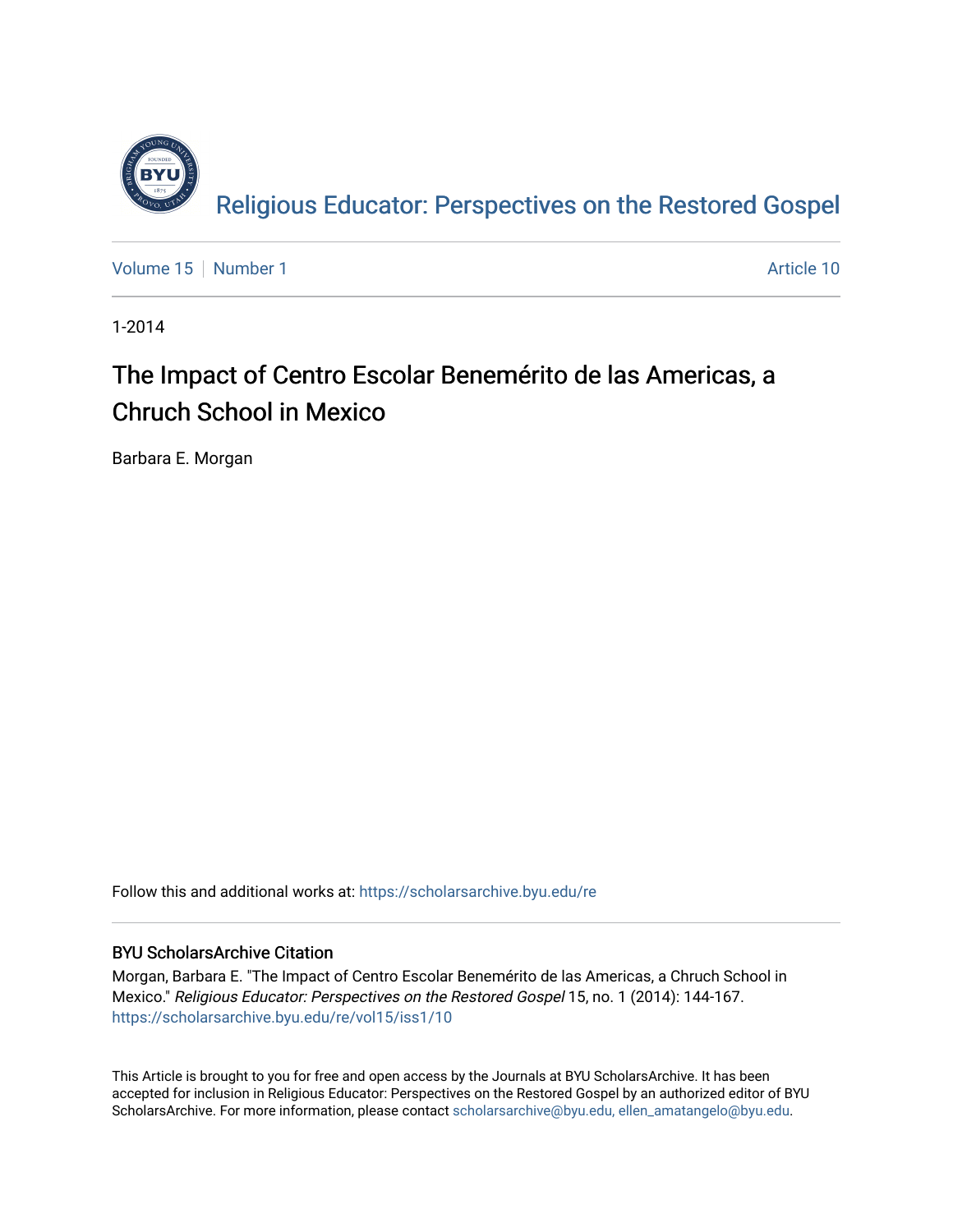Religious Educator: Perspectives on the Restored Gospel

Volume 15 | Number 1 Article 10

1-2014

# The Impact of Centro Escolar Benemérito de las Americas, a Chruch School in Mexico

Barbara E. Morgan

Follow this and additional works at: https://scholarsarchive.byu.edu/re

## BYU ScholarsArchive Citation

Morgan, Barbara E. "The Impact of Centro Escolar Benemérito de las Americas, a Chruch School in Mexico." *Religious Educator: Perspectives on the Restored Gospel* 15, no. 1 (2014): 144-167. https://scholarsarchive.byu.edu/re/vol15/iss1/10

This Article is brought to you for free and open access by the Journals at BYU ScholarsArchive. It has been accepted for inclusion in Religious Educator: Perspectives on the Restored Gospel by an authorized editor of BYU ScholarsArchive. For more information, please contact scholarsarchive@byu.edu, ellen_amatangelo@byu.edu.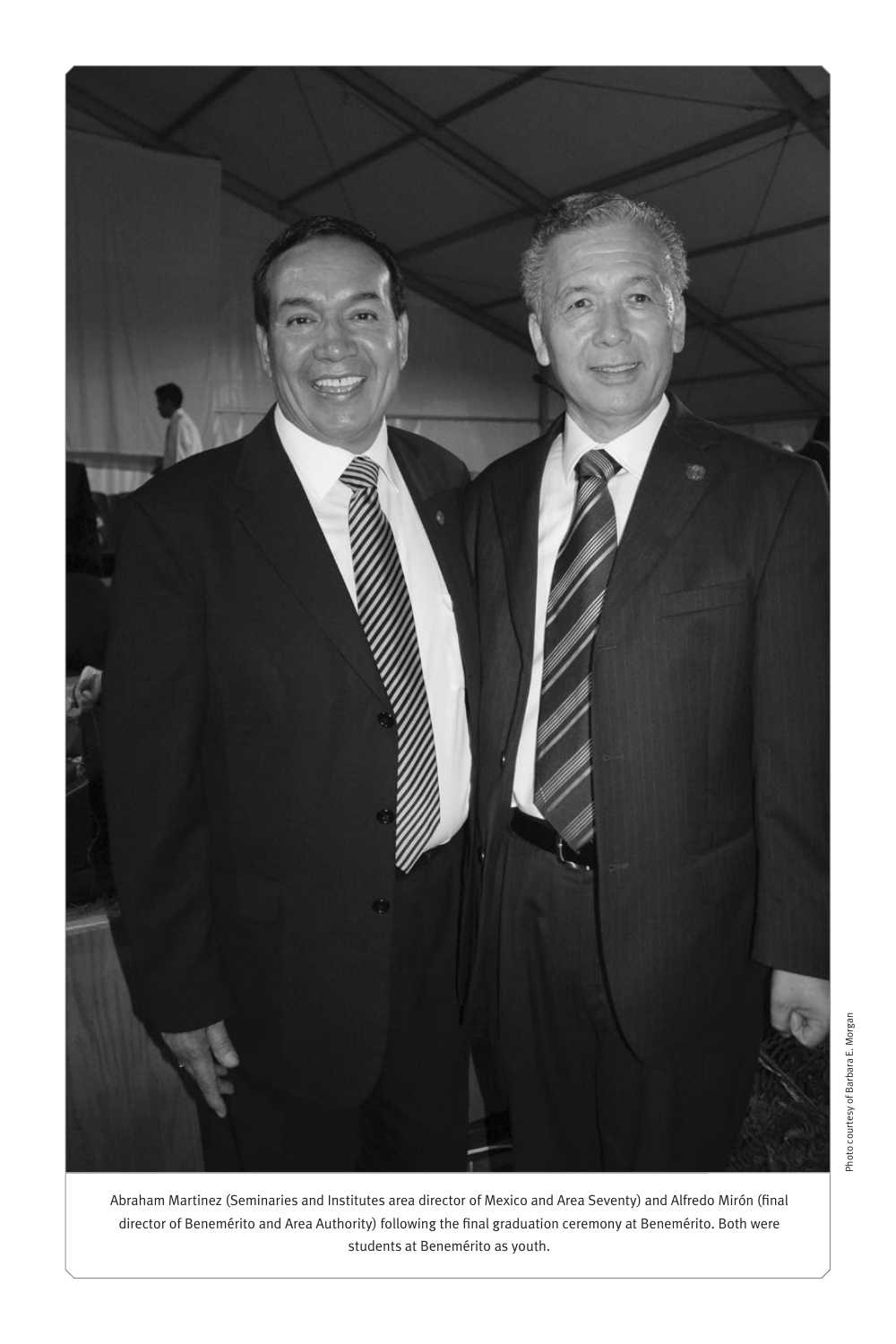Abraham Martinez (Seminaries and Institutes area director of Mexico and Area Seventy) and Alfredo Mirón (final director of Benemérito and Area Authority) following the final graduation ceremony at Benemérito. Both were students at Benemérito as youth.

Photo courtesy of Barbara E. Morgan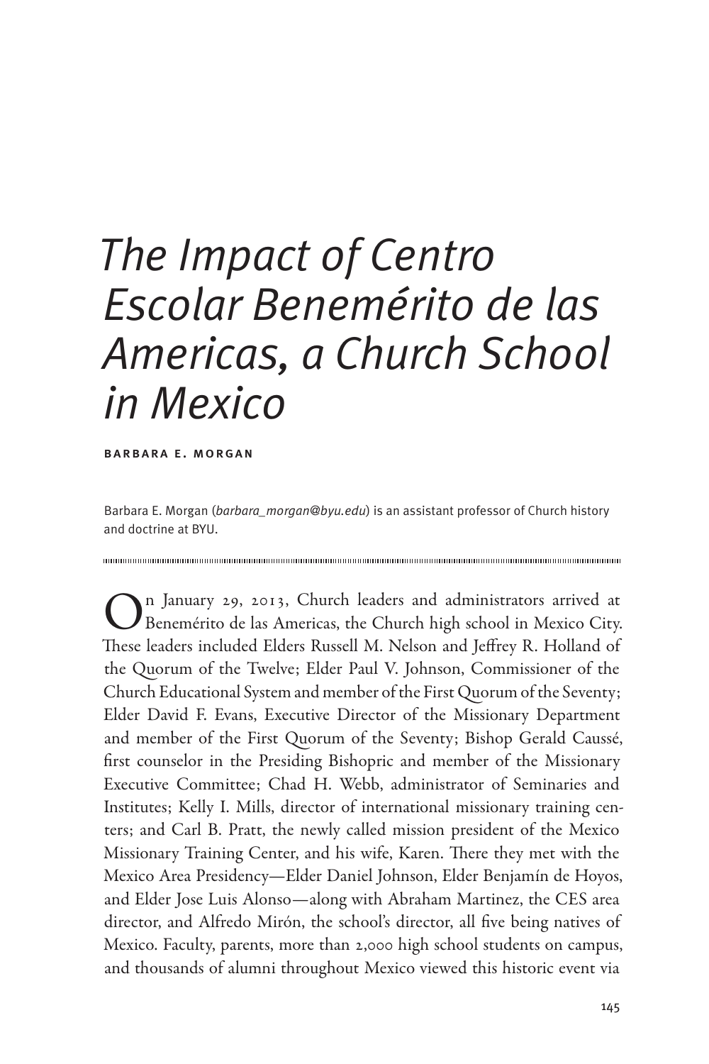# *The Impact of Centro Escolar Benemérito de las Americas, a Church School in Mexico*

**BARBARA E. MORGAN**

Barbara E. Morgan (*barbara_morgan@byu.edu*) is an assistant professor of Church history and doctrine at BYU.

On January 29, 2013, Church leaders and administrators arrived at Benemérito de las Americas, the Church high school in Mexico City. These leaders included Elders Russell M. Nelson and Jeffrey R. Holland of the Quorum of the Twelve; Elder Paul V. Johnson, Commissioner of the Church Educational System and member of the First Quorum of the Seventy; Elder David F. Evans, Executive Director of the Missionary Department and member of the First Quorum of the Seventy; Bishop Gerald Caussé, first counselor in the Presiding Bishopric and member of the Missionary Executive Committee; Chad H. Webb, administrator of Seminaries and Institutes; Kelly I. Mills, director of international missionary training centers; and Carl B. Pratt, the newly called mission president of the Mexico Missionary Training Center, and his wife, Karen. There they met with the Mexico Area Presidency—Elder Daniel Johnson, Elder Benjamín de Hoyos, and Elder Jose Luis Alonso—along with Abraham Martinez, the CES area director, and Alfredo Mirón, the school's director, all five being natives of Mexico. Faculty, parents, more than 2,000 high school students on campus, and thousands of alumni throughout Mexico viewed this historic event via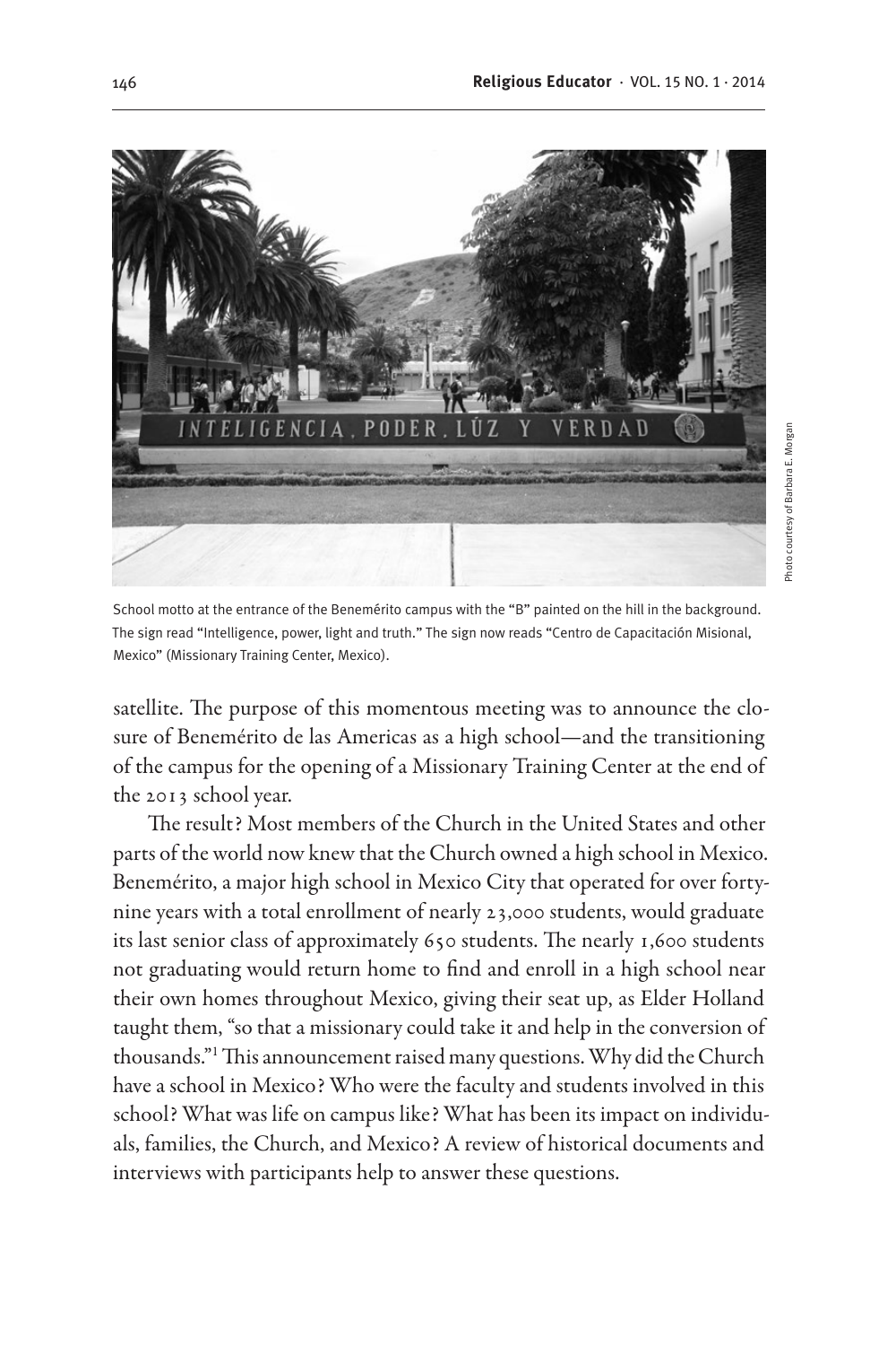School motto at the entrance of the Benemérito campus with the "B" painted on the hill in the background. The sign read "Intelligence, power, light and truth." The sign now reads "Centro de Capacitación Misional, Mexico" (Missionary Training Center, Mexico).

Photo courtesy of Barbara E. Morgan

satellite. The purpose of this momentous meeting was to announce the closure of Benemérito de las Americas as a high school—and the transitioning of the campus for the opening of a Missionary Training Center at the end of the 2013 school year.

The result? Most members of the Church in the United States and other parts of the world now knew that the Church owned a high school in Mexico. Benemérito, a major high school in Mexico City that operated for over forty-nine years with a total enrollment of nearly 23,000 students, would graduate its last senior class of approximately 650 students. The nearly 1,600 students not graduating would return home to find and enroll in a high school near their own homes throughout Mexico, giving their seat up, as Elder Holland taught them, "so that a missionary could take it and help in the conversion of thousands."[1] This announcement raised many questions. Why did the Church have a school in Mexico? Who were the faculty and students involved in this school? What was life on campus like? What has been its impact on individuals, families, the Church, and Mexico? A review of historical documents and interviews with participants help to answer these questions.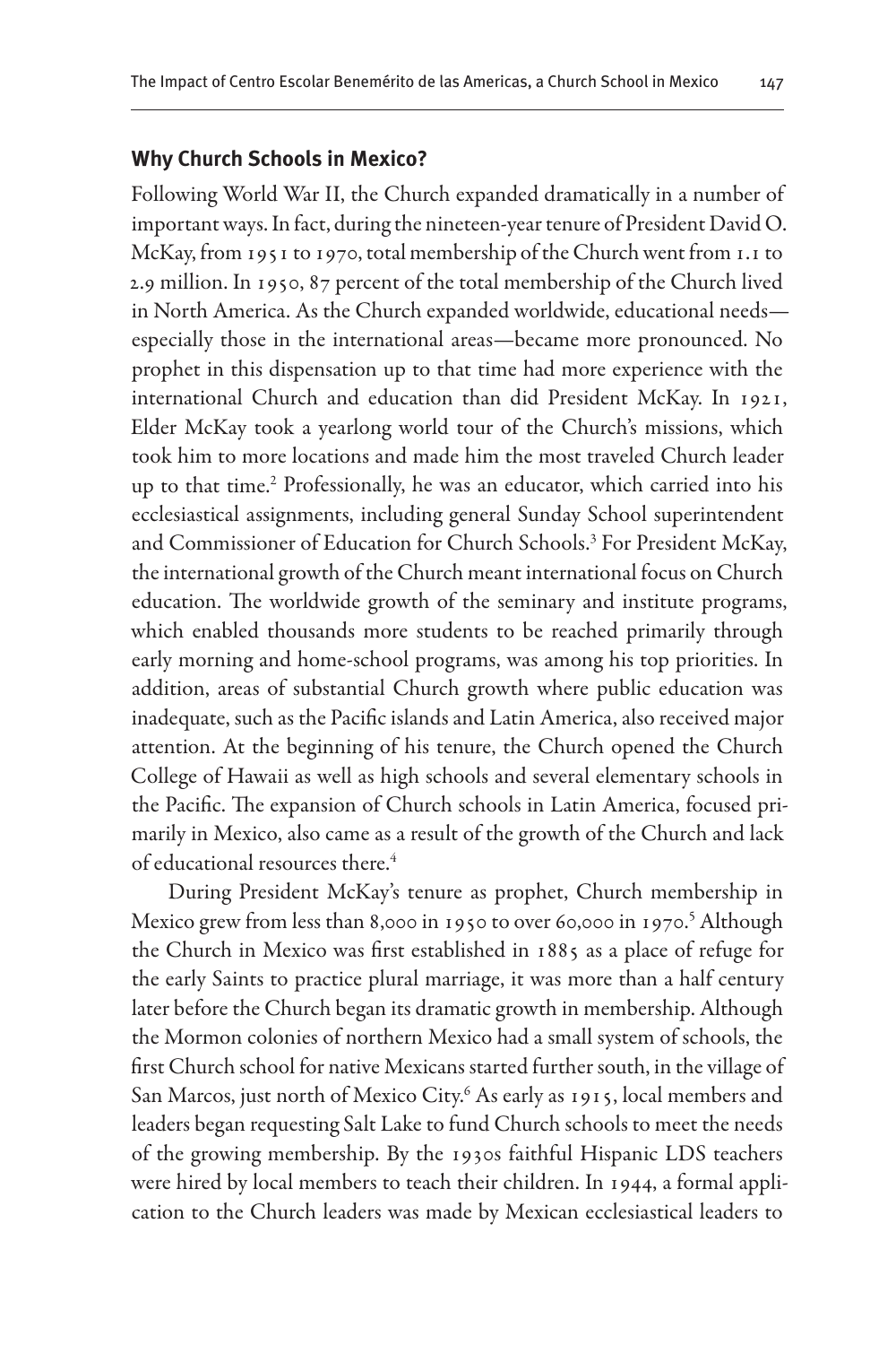## Why Church Schools in Mexico?

Following World War II, the Church expanded dramatically in a number of important ways. In fact, during the nineteen-year tenure of President David O. McKay, from 1951 to 1970, total membership of the Church went from 1.1 to 2.9 million. In 1950, 87 percent of the total membership of the Church lived in North America. As the Church expanded worldwide, educational needs—especially those in the international areas—became more pronounced. No prophet in this dispensation up to that time had more experience with the international Church and education than did President McKay. In 1921, Elder McKay took a yearlong world tour of the Church's missions, which took him to more locations and made him the most traveled Church leader up to that time.[2] Professionally, he was an educator, which carried into his ecclesiastical assignments, including general Sunday School superintendent and Commissioner of Education for Church Schools.[3] For President McKay, the international growth of the Church meant international focus on Church education. The worldwide growth of the seminary and institute programs, which enabled thousands more students to be reached primarily through early morning and home-school programs, was among his top priorities. In addition, areas of substantial Church growth where public education was inadequate, such as the Pacific islands and Latin America, also received major attention. At the beginning of his tenure, the Church opened the Church College of Hawaii as well as high schools and several elementary schools in the Pacific. The expansion of Church schools in Latin America, focused primarily in Mexico, also came as a result of the growth of the Church and lack of educational resources there.[4]

During President McKay's tenure as prophet, Church membership in Mexico grew from less than 8,000 in 1950 to over 60,000 in 1970.[5] Although the Church in Mexico was first established in 1885 as a place of refuge for the early Saints to practice plural marriage, it was more than a half century later before the Church began its dramatic growth in membership. Although the Mormon colonies of northern Mexico had a small system of schools, the first Church school for native Mexicans started further south, in the village of San Marcos, just north of Mexico City.[6] As early as 1915, local members and leaders began requesting Salt Lake to fund Church schools to meet the needs of the growing membership. By the 1930s faithful Hispanic LDS teachers were hired by local members to teach their children. In 1944, a formal application to the Church leaders was made by Mexican ecclesiastical leaders to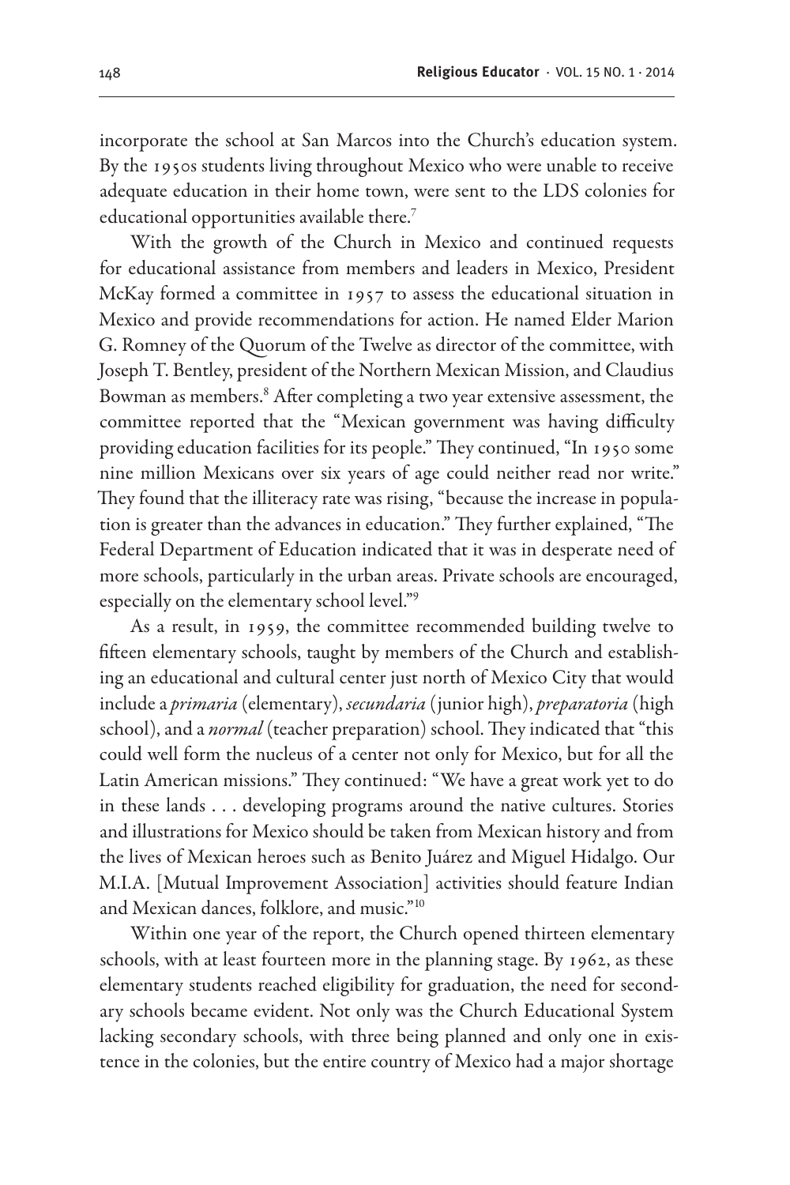incorporate the school at San Marcos into the Church's education system. By the 1950s students living throughout Mexico who were unable to receive adequate education in their home town, were sent to the LDS colonies for educational opportunities available there.[7]

With the growth of the Church in Mexico and continued requests for educational assistance from members and leaders in Mexico, President McKay formed a committee in 1957 to assess the educational situation in Mexico and provide recommendations for action. He named Elder Marion G. Romney of the Quorum of the Twelve as director of the committee, with Joseph T. Bentley, president of the Northern Mexican Mission, and Claudius Bowman as members.[8] After completing a two year extensive assessment, the committee reported that the "Mexican government was having difficulty providing education facilities for its people." They continued, "In 1950 some nine million Mexicans over six years of age could neither read nor write." They found that the illiteracy rate was rising, "because the increase in population is greater than the advances in education." They further explained, "The Federal Department of Education indicated that it was in desperate need of more schools, particularly in the urban areas. Private schools are encouraged, especially on the elementary school level."[9]

As a result, in 1959, the committee recommended building twelve to fifteen elementary schools, taught by members of the Church and establishing an educational and cultural center just north of Mexico City that would include a *primaria* (elementary), *secundaria* (junior high), *preparatoria* (high school), and a *normal* (teacher preparation) school. They indicated that "this could well form the nucleus of a center not only for Mexico, but for all the Latin American missions." They continued: "We have a great work yet to do in these lands . . . developing programs around the native cultures. Stories and illustrations for Mexico should be taken from Mexican history and from the lives of Mexican heroes such as Benito Juárez and Miguel Hidalgo. Our M.I.A. [Mutual Improvement Association] activities should feature Indian and Mexican dances, folklore, and music."[10]

Within one year of the report, the Church opened thirteen elementary schools, with at least fourteen more in the planning stage. By 1962, as these elementary students reached eligibility for graduation, the need for secondary schools became evident. Not only was the Church Educational System lacking secondary schools, with three being planned and only one in existence in the colonies, but the entire country of Mexico had a major shortage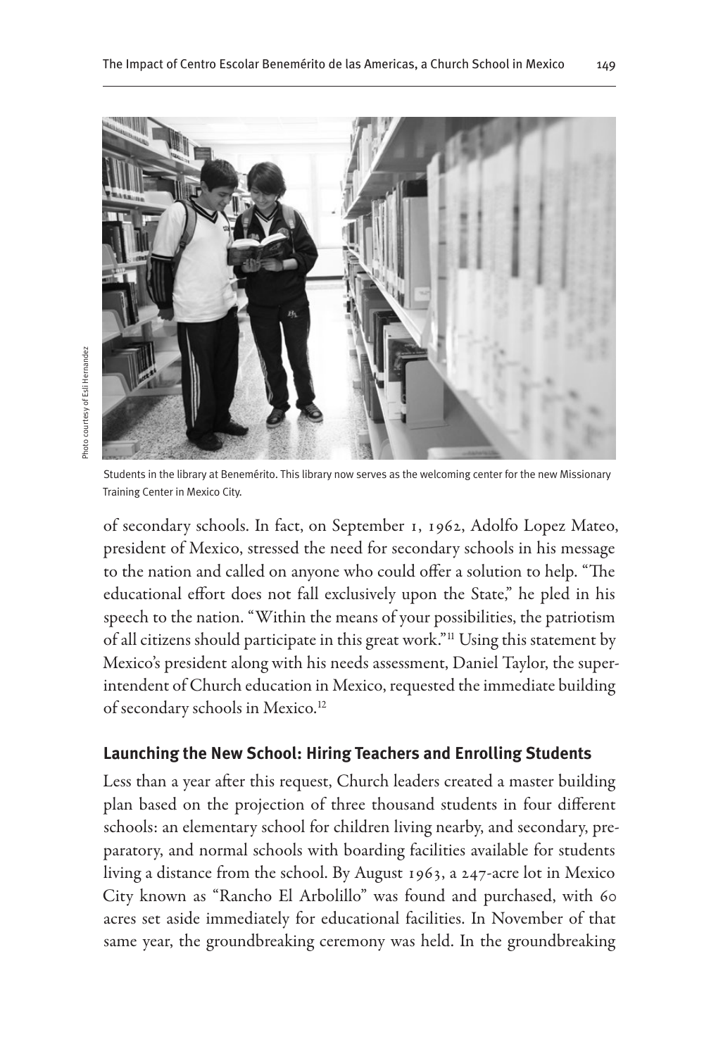Photo courtesy of Esli Hernandez

Students in the library at Benemérito. This library now serves as the welcoming center for the new Missionary Training Center in Mexico City.

of secondary schools. In fact, on September 1, 1962, Adolfo Lopez Mateo, president of Mexico, stressed the need for secondary schools in his message to the nation and called on anyone who could offer a solution to help. "The educational effort does not fall exclusively upon the State," he pled in his speech to the nation. "Within the means of your possibilities, the patriotism of all citizens should participate in this great work."[11] Using this statement by Mexico's president along with his needs assessment, Daniel Taylor, the superintendent of Church education in Mexico, requested the immediate building of secondary schools in Mexico.[12]

## Launching the New School: Hiring Teachers and Enrolling Students

Less than a year after this request, Church leaders created a master building plan based on the projection of three thousand students in four different schools: an elementary school for children living nearby, and secondary, preparatory, and normal schools with boarding facilities available for students living a distance from the school. By August 1963, a 247-acre lot in Mexico City known as "Rancho El Arbolillo" was found and purchased, with 60 acres set aside immediately for educational facilities. In November of that same year, the groundbreaking ceremony was held. In the groundbreaking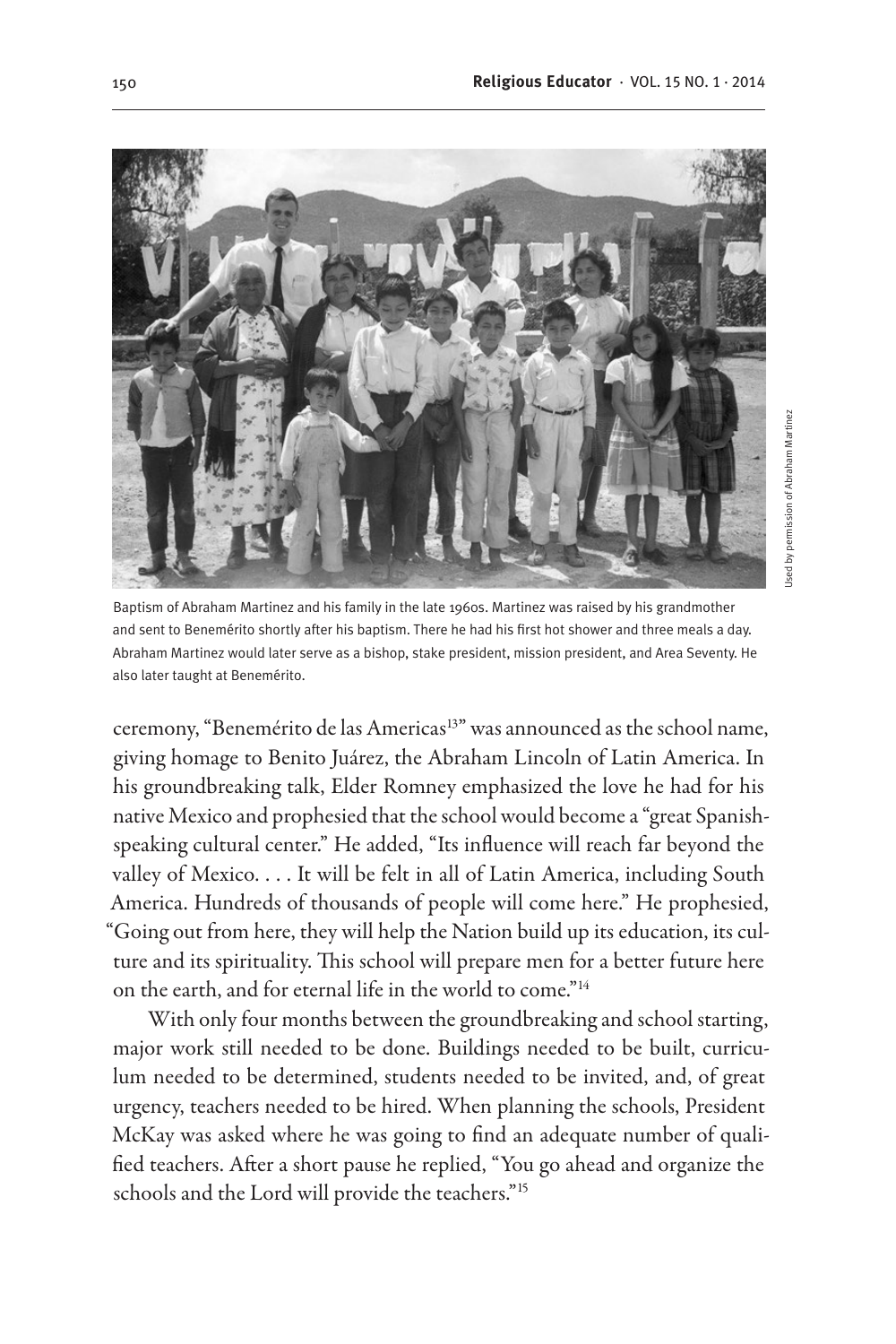Baptism of Abraham Martinez and his family in the late 1960s. Martinez was raised by his grandmother and sent to Benemérito shortly after his baptism. There he had his first hot shower and three meals a day. Abraham Martinez would later serve as a bishop, stake president, mission president, and Area Seventy. He also later taught at Benemérito.

Used by permission of Abraham Martinez

ceremony, "Benemérito de las Americas[13]" was announced as the school name, giving homage to Benito Juárez, the Abraham Lincoln of Latin America. In his groundbreaking talk, Elder Romney emphasized the love he had for his native Mexico and prophesied that the school would become a "great Spanish-speaking cultural center." He added, "Its influence will reach far beyond the valley of Mexico. . . . It will be felt in all of Latin America, including South America. Hundreds of thousands of people will come here." He prophesied, "Going out from here, they will help the Nation build up its education, its culture and its spirituality. This school will prepare men for a better future here on the earth, and for eternal life in the world to come."[14]

With only four months between the groundbreaking and school starting, major work still needed to be done. Buildings needed to be built, curriculum needed to be determined, students needed to be invited, and, of great urgency, teachers needed to be hired. When planning the schools, President McKay was asked where he was going to find an adequate number of qualified teachers. After a short pause he replied, "You go ahead and organize the schools and the Lord will provide the teachers."[15]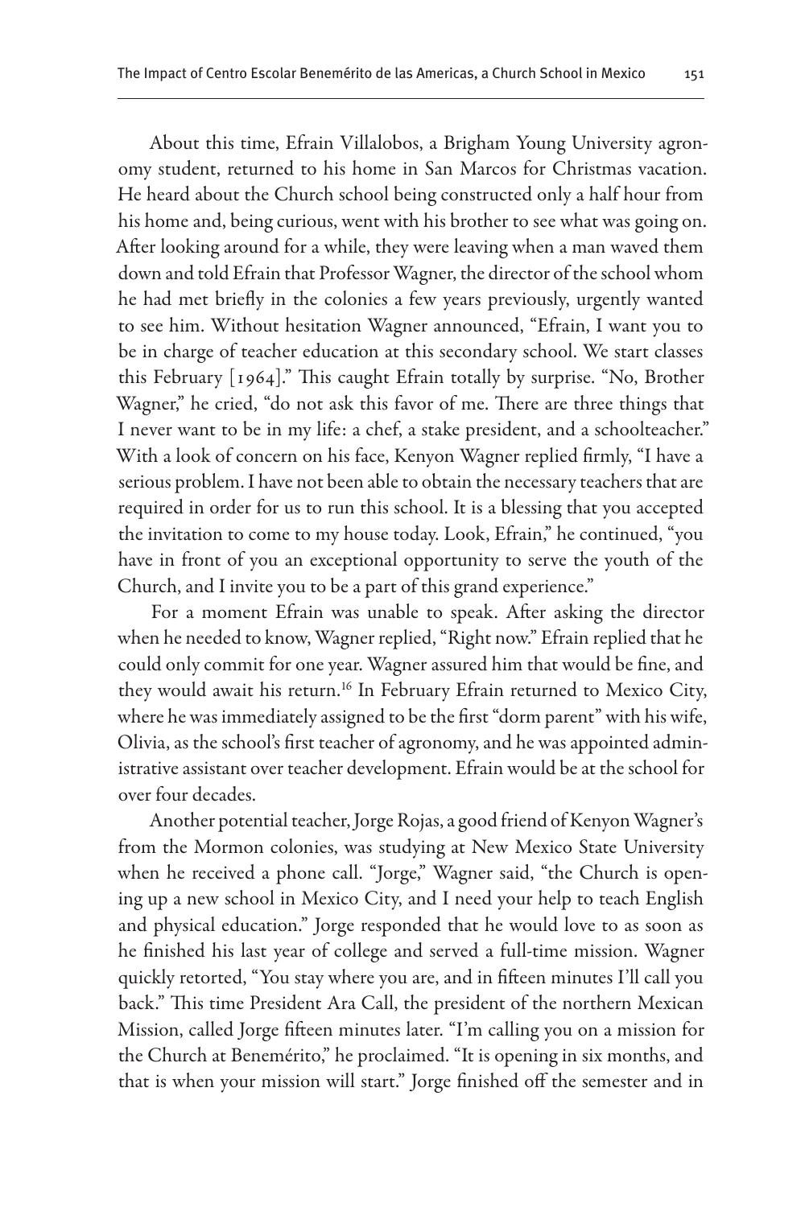About this time, Efrain Villalobos, a Brigham Young University agronomy student, returned to his home in San Marcos for Christmas vacation. He heard about the Church school being constructed only a half hour from his home and, being curious, went with his brother to see what was going on. After looking around for a while, they were leaving when a man waved them down and told Efrain that Professor Wagner, the director of the school whom he had met briefly in the colonies a few years previously, urgently wanted to see him. Without hesitation Wagner announced, "Efrain, I want you to be in charge of teacher education at this secondary school. We start classes this February [1964]." This caught Efrain totally by surprise. "No, Brother Wagner," he cried, "do not ask this favor of me. There are three things that I never want to be in my life: a chef, a stake president, and a schoolteacher." With a look of concern on his face, Kenyon Wagner replied firmly, "I have a serious problem. I have not been able to obtain the necessary teachers that are required in order for us to run this school. It is a blessing that you accepted the invitation to come to my house today. Look, Efrain," he continued, "you have in front of you an exceptional opportunity to serve the youth of the Church, and I invite you to be a part of this grand experience."

For a moment Efrain was unable to speak. After asking the director when he needed to know, Wagner replied, "Right now." Efrain replied that he could only commit for one year. Wagner assured him that would be fine, and they would await his return.[16] In February Efrain returned to Mexico City, where he was immediately assigned to be the first "dorm parent" with his wife, Olivia, as the school's first teacher of agronomy, and he was appointed administrative assistant over teacher development. Efrain would be at the school for over four decades.

Another potential teacher, Jorge Rojas, a good friend of Kenyon Wagner's from the Mormon colonies, was studying at New Mexico State University when he received a phone call. "Jorge," Wagner said, "the Church is opening up a new school in Mexico City, and I need your help to teach English and physical education." Jorge responded that he would love to as soon as he finished his last year of college and served a full-time mission. Wagner quickly retorted, "You stay where you are, and in fifteen minutes I'll call you back." This time President Ara Call, the president of the northern Mexican Mission, called Jorge fifteen minutes later. "I'm calling you on a mission for the Church at Benemérito," he proclaimed. "It is opening in six months, and that is when your mission will start." Jorge finished off the semester and in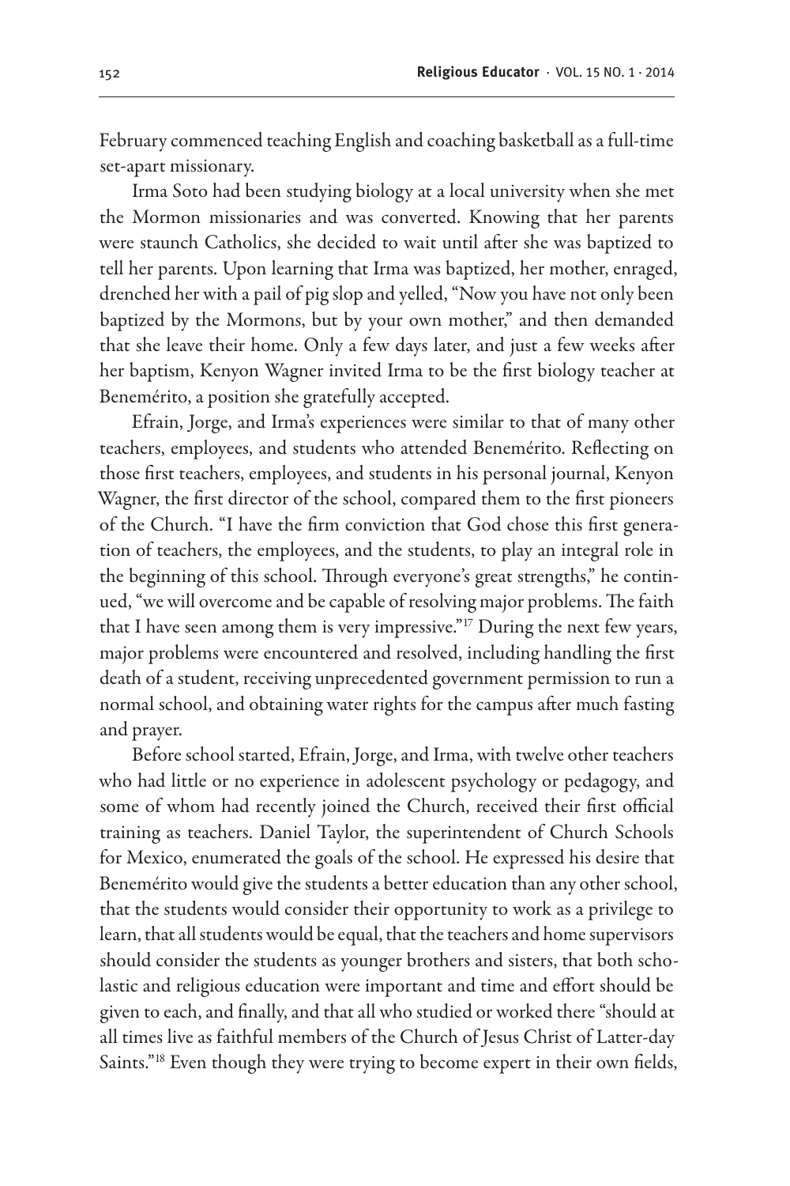February commenced teaching English and coaching basketball as a full-time set-apart missionary.

Irma Soto had been studying biology at a local university when she met the Mormon missionaries and was converted. Knowing that her parents were staunch Catholics, she decided to wait until after she was baptized to tell her parents. Upon learning that Irma was baptized, her mother, enraged, drenched her with a pail of pig slop and yelled, "Now you have not only been baptized by the Mormons, but by your own mother," and then demanded that she leave their home. Only a few days later, and just a few weeks after her baptism, Kenyon Wagner invited Irma to be the first biology teacher at Benemérito, a position she gratefully accepted.

Efrain, Jorge, and Irma's experiences were similar to that of many other teachers, employees, and students who attended Benemérito. Reflecting on those first teachers, employees, and students in his personal journal, Kenyon Wagner, the first director of the school, compared them to the first pioneers of the Church. "I have the firm conviction that God chose this first generation of teachers, the employees, and the students, to play an integral role in the beginning of this school. Through everyone's great strengths," he continued, "we will overcome and be capable of resolving major problems. The faith that I have seen among them is very impressive."[17] During the next few years, major problems were encountered and resolved, including handling the first death of a student, receiving unprecedented government permission to run a normal school, and obtaining water rights for the campus after much fasting and prayer.

Before school started, Efrain, Jorge, and Irma, with twelve other teachers who had little or no experience in adolescent psychology or pedagogy, and some of whom had recently joined the Church, received their first official training as teachers. Daniel Taylor, the superintendent of Church Schools for Mexico, enumerated the goals of the school. He expressed his desire that Benemérito would give the students a better education than any other school, that the students would consider their opportunity to work as a privilege to learn, that all students would be equal, that the teachers and home supervisors should consider the students as younger brothers and sisters, that both scholastic and religious education were important and time and effort should be given to each, and finally, and that all who studied or worked there "should at all times live as faithful members of the Church of Jesus Christ of Latter-day Saints."[18] Even though they were trying to become expert in their own fields,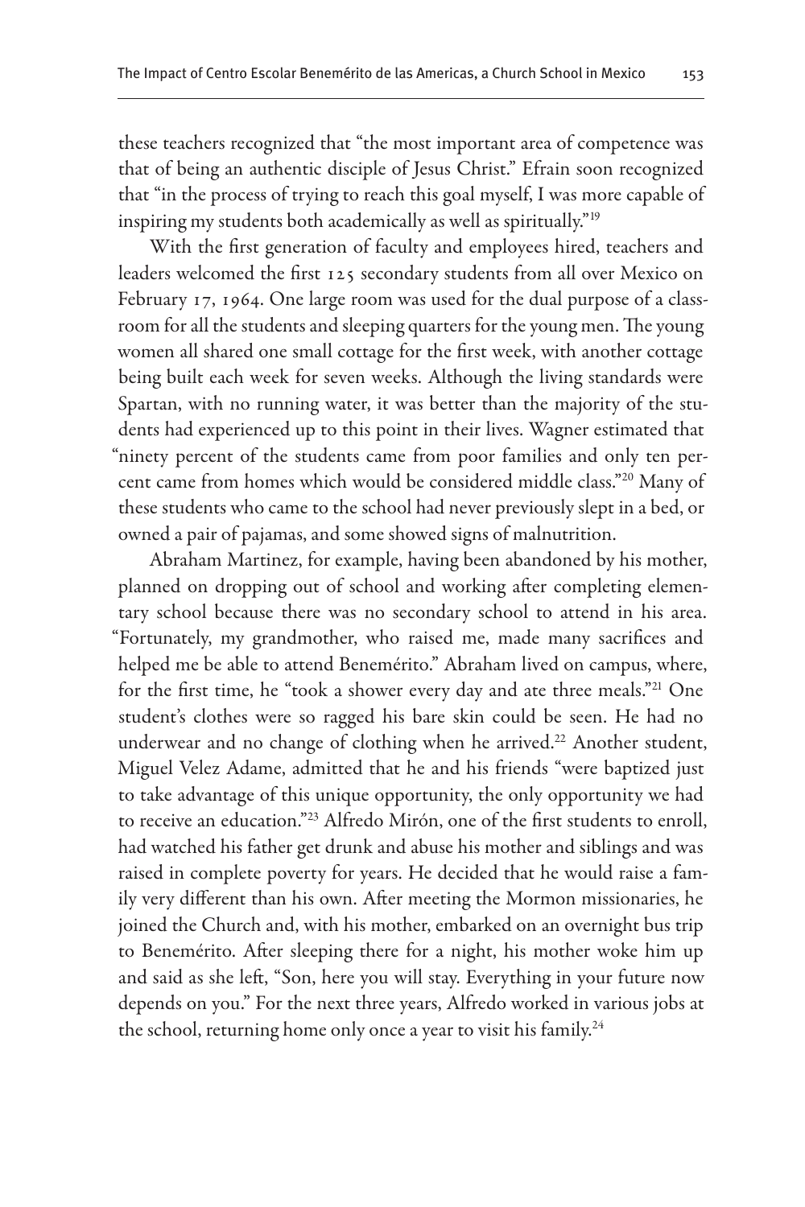these teachers recognized that "the most important area of competence was that of being an authentic disciple of Jesus Christ." Efrain soon recognized that "in the process of trying to reach this goal myself, I was more capable of inspiring my students both academically as well as spiritually."[19]

With the first generation of faculty and employees hired, teachers and leaders welcomed the first 125 secondary students from all over Mexico on February 17, 1964. One large room was used for the dual purpose of a classroom for all the students and sleeping quarters for the young men. The young women all shared one small cottage for the first week, with another cottage being built each week for seven weeks. Although the living standards were Spartan, with no running water, it was better than the majority of the students had experienced up to this point in their lives. Wagner estimated that "ninety percent of the students came from poor families and only ten percent came from homes which would be considered middle class."[20] Many of these students who came to the school had never previously slept in a bed, or owned a pair of pajamas, and some showed signs of malnutrition.

Abraham Martinez, for example, having been abandoned by his mother, planned on dropping out of school and working after completing elementary school because there was no secondary school to attend in his area. "Fortunately, my grandmother, who raised me, made many sacrifices and helped me be able to attend Benemérito." Abraham lived on campus, where, for the first time, he "took a shower every day and ate three meals."[21] One student's clothes were so ragged his bare skin could be seen. He had no underwear and no change of clothing when he arrived.[22] Another student, Miguel Velez Adame, admitted that he and his friends "were baptized just to take advantage of this unique opportunity, the only opportunity we had to receive an education."[23] Alfredo Mirón, one of the first students to enroll, had watched his father get drunk and abuse his mother and siblings and was raised in complete poverty for years. He decided that he would raise a family very different than his own. After meeting the Mormon missionaries, he joined the Church and, with his mother, embarked on an overnight bus trip to Benemérito. After sleeping there for a night, his mother woke him up and said as she left, "Son, here you will stay. Everything in your future now depends on you." For the next three years, Alfredo worked in various jobs at the school, returning home only once a year to visit his family.[24]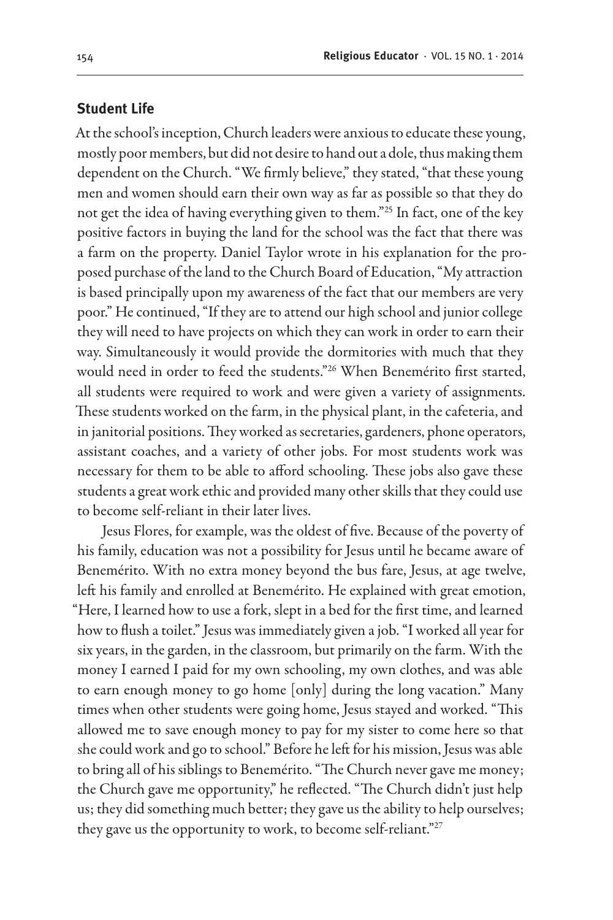## Student Life

At the school's inception, Church leaders were anxious to educate these young, mostly poor members, but did not desire to hand out a dole, thus making them dependent on the Church. "We firmly believe," they stated, "that these young men and women should earn their own way as far as possible so that they do not get the idea of having everything given to them."[25] In fact, one of the key positive factors in buying the land for the school was the fact that there was a farm on the property. Daniel Taylor wrote in his explanation for the proposed purchase of the land to the Church Board of Education, "My attraction is based principally upon my awareness of the fact that our members are very poor." He continued, "If they are to attend our high school and junior college they will need to have projects on which they can work in order to earn their way. Simultaneously it would provide the dormitories with much that they would need in order to feed the students."[26] When Benemérito first started, all students were required to work and were given a variety of assignments. These students worked on the farm, in the physical plant, in the cafeteria, and in janitorial positions. They worked as secretaries, gardeners, phone operators, assistant coaches, and a variety of other jobs. For most students work was necessary for them to be able to afford schooling. These jobs also gave these students a great work ethic and provided many other skills that they could use to become self-reliant in their later lives.

Jesus Flores, for example, was the oldest of five. Because of the poverty of his family, education was not a possibility for Jesus until he became aware of Benemérito. With no extra money beyond the bus fare, Jesus, at age twelve, left his family and enrolled at Benemérito. He explained with great emotion, "Here, I learned how to use a fork, slept in a bed for the first time, and learned how to flush a toilet." Jesus was immediately given a job. "I worked all year for six years, in the garden, in the classroom, but primarily on the farm. With the money I earned I paid for my own schooling, my own clothes, and was able to earn enough money to go home [only] during the long vacation." Many times when other students were going home, Jesus stayed and worked. "This allowed me to save enough money to pay for my sister to come here so that she could work and go to school." Before he left for his mission, Jesus was able to bring all of his siblings to Benemérito. "The Church never gave me money; the Church gave me opportunity," he reflected. "The Church didn't just help us; they did something much better; they gave us the ability to help ourselves; they gave us the opportunity to work, to become self-reliant."[27]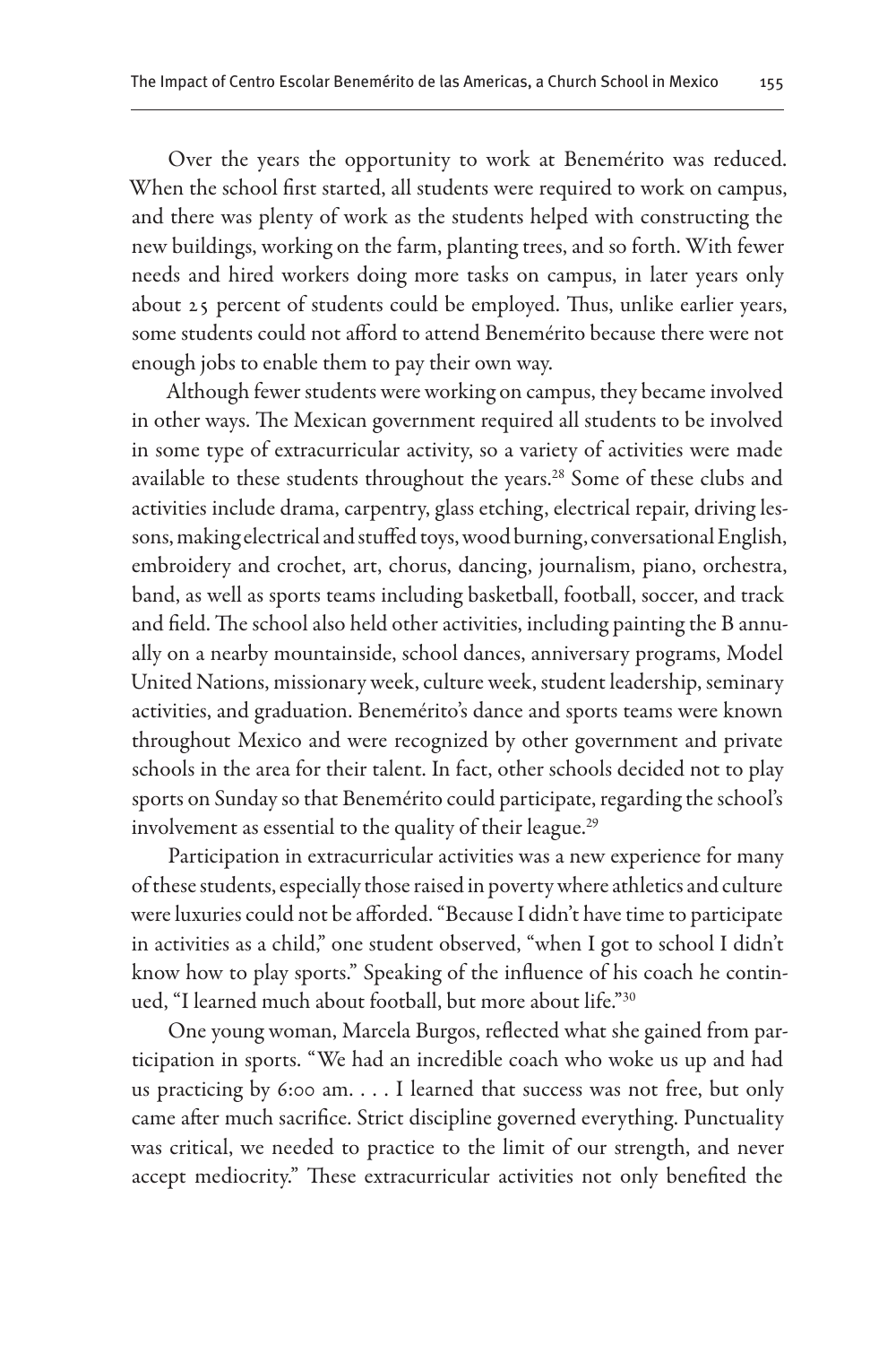Over the years the opportunity to work at Benemérito was reduced. When the school first started, all students were required to work on campus, and there was plenty of work as the students helped with constructing the new buildings, working on the farm, planting trees, and so forth. With fewer needs and hired workers doing more tasks on campus, in later years only about 25 percent of students could be employed. Thus, unlike earlier years, some students could not afford to attend Benemérito because there were not enough jobs to enable them to pay their own way.

Although fewer students were working on campus, they became involved in other ways. The Mexican government required all students to be involved in some type of extracurricular activity, so a variety of activities were made available to these students throughout the years.[28] Some of these clubs and activities include drama, carpentry, glass etching, electrical repair, driving lessons, making electrical and stuffed toys, wood burning, conversational English, embroidery and crochet, art, chorus, dancing, journalism, piano, orchestra, band, as well as sports teams including basketball, football, soccer, and track and field. The school also held other activities, including painting the B annually on a nearby mountainside, school dances, anniversary programs, Model United Nations, missionary week, culture week, student leadership, seminary activities, and graduation. Benemérito's dance and sports teams were known throughout Mexico and were recognized by other government and private schools in the area for their talent. In fact, other schools decided not to play sports on Sunday so that Benemérito could participate, regarding the school's involvement as essential to the quality of their league.[29]

Participation in extracurricular activities was a new experience for many of these students, especially those raised in poverty where athletics and culture were luxuries could not be afforded. "Because I didn't have time to participate in activities as a child," one student observed, "when I got to school I didn't know how to play sports." Speaking of the influence of his coach he continued, "I learned much about football, but more about life."[30]

One young woman, Marcela Burgos, reflected what she gained from participation in sports. "We had an incredible coach who woke us up and had us practicing by 6:00 am. . . . I learned that success was not free, but only came after much sacrifice. Strict discipline governed everything. Punctuality was critical, we needed to practice to the limit of our strength, and never accept mediocrity." These extracurricular activities not only benefited the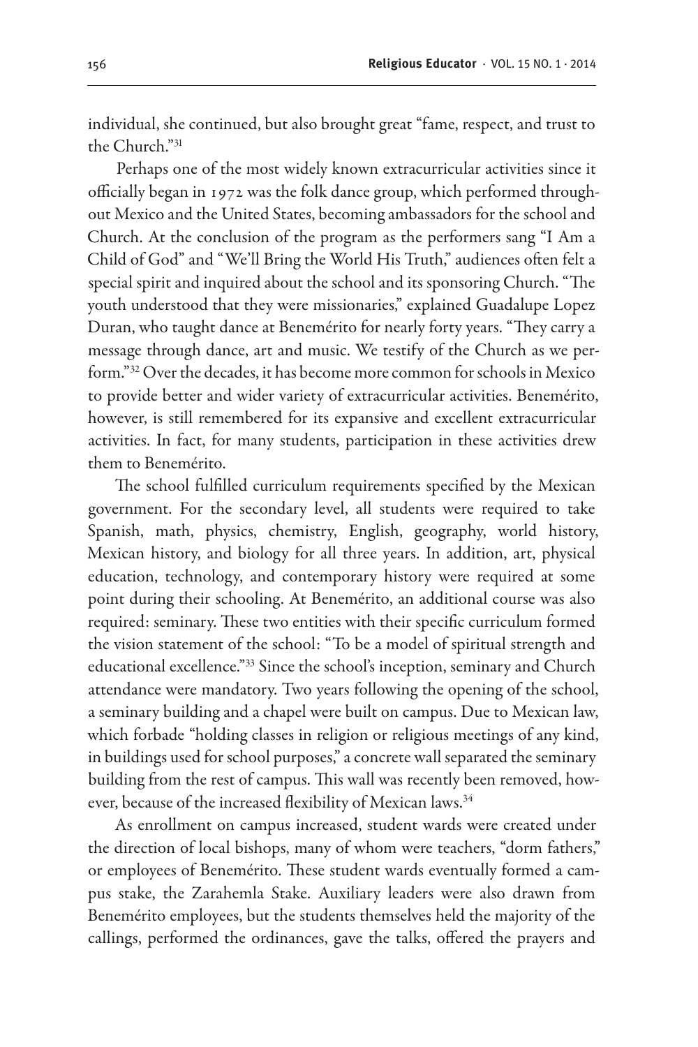individual, she continued, but also brought great "fame, respect, and trust to the Church."[31]

Perhaps one of the most widely known extracurricular activities since it officially began in 1972 was the folk dance group, which performed throughout Mexico and the United States, becoming ambassadors for the school and Church. At the conclusion of the program as the performers sang "I Am a Child of God" and "We'll Bring the World His Truth," audiences often felt a special spirit and inquired about the school and its sponsoring Church. "The youth understood that they were missionaries," explained Guadalupe Lopez Duran, who taught dance at Benemérito for nearly forty years. "They carry a message through dance, art and music. We testify of the Church as we perform."[32] Over the decades, it has become more common for schools in Mexico to provide better and wider variety of extracurricular activities. Benemérito, however, is still remembered for its expansive and excellent extracurricular activities. In fact, for many students, participation in these activities drew them to Benemérito.

The school fulfilled curriculum requirements specified by the Mexican government. For the secondary level, all students were required to take Spanish, math, physics, chemistry, English, geography, world history, Mexican history, and biology for all three years. In addition, art, physical education, technology, and contemporary history were required at some point during their schooling. At Benemérito, an additional course was also required: seminary. These two entities with their specific curriculum formed the vision statement of the school: "To be a model of spiritual strength and educational excellence."[33] Since the school's inception, seminary and Church attendance were mandatory. Two years following the opening of the school, a seminary building and a chapel were built on campus. Due to Mexican law, which forbade "holding classes in religion or religious meetings of any kind, in buildings used for school purposes," a concrete wall separated the seminary building from the rest of campus. This wall was recently been removed, however, because of the increased flexibility of Mexican laws.[34]

As enrollment on campus increased, student wards were created under the direction of local bishops, many of whom were teachers, "dorm fathers," or employees of Benemérito. These student wards eventually formed a campus stake, the Zarahemla Stake. Auxiliary leaders were also drawn from Benemérito employees, but the students themselves held the majority of the callings, performed the ordinances, gave the talks, offered the prayers and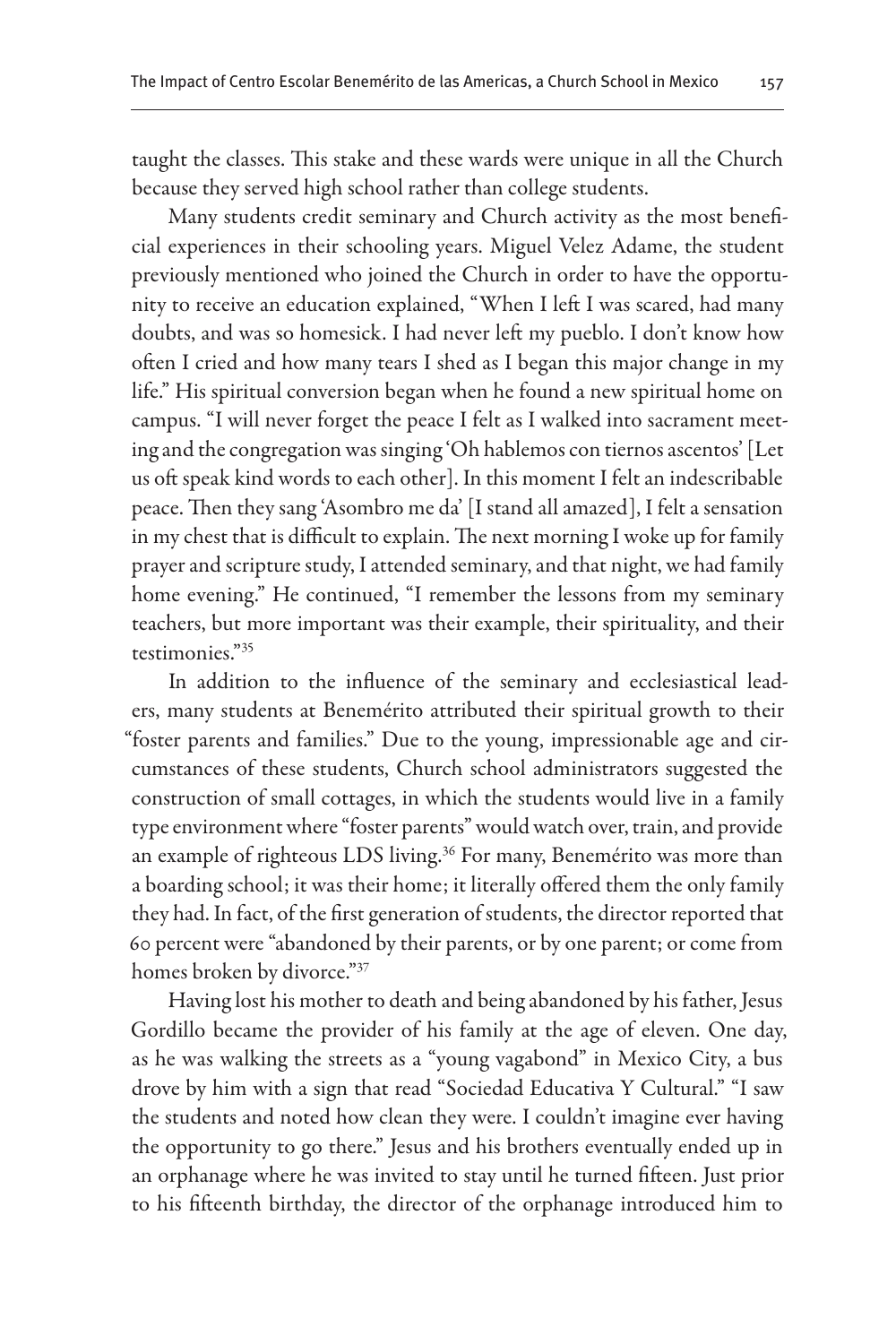taught the classes. This stake and these wards were unique in all the Church because they served high school rather than college students.

Many students credit seminary and Church activity as the most beneficial experiences in their schooling years. Miguel Velez Adame, the student previously mentioned who joined the Church in order to have the opportunity to receive an education explained, "When I left I was scared, had many doubts, and was so homesick. I had never left my pueblo. I don't know how often I cried and how many tears I shed as I began this major change in my life." His spiritual conversion began when he found a new spiritual home on campus. "I will never forget the peace I felt as I walked into sacrament meeting and the congregation was singing 'Oh hablemos con tiernos ascentos' [Let us oft speak kind words to each other]. In this moment I felt an indescribable peace. Then they sang 'Asombro me da' [I stand all amazed], I felt a sensation in my chest that is difficult to explain. The next morning I woke up for family prayer and scripture study, I attended seminary, and that night, we had family home evening." He continued, "I remember the lessons from my seminary teachers, but more important was their example, their spirituality, and their testimonies."[35]

In addition to the influence of the seminary and ecclesiastical leaders, many students at Benemérito attributed their spiritual growth to their "foster parents and families." Due to the young, impressionable age and circumstances of these students, Church school administrators suggested the construction of small cottages, in which the students would live in a family type environment where "foster parents" would watch over, train, and provide an example of righteous LDS living.[36] For many, Benemérito was more than a boarding school; it was their home; it literally offered them the only family they had. In fact, of the first generation of students, the director reported that 60 percent were "abandoned by their parents, or by one parent; or come from homes broken by divorce."[37]

Having lost his mother to death and being abandoned by his father, Jesus Gordillo became the provider of his family at the age of eleven. One day, as he was walking the streets as a "young vagabond" in Mexico City, a bus drove by him with a sign that read "Sociedad Educativa Y Cultural." "I saw the students and noted how clean they were. I couldn't imagine ever having the opportunity to go there." Jesus and his brothers eventually ended up in an orphanage where he was invited to stay until he turned fifteen. Just prior to his fifteenth birthday, the director of the orphanage introduced him to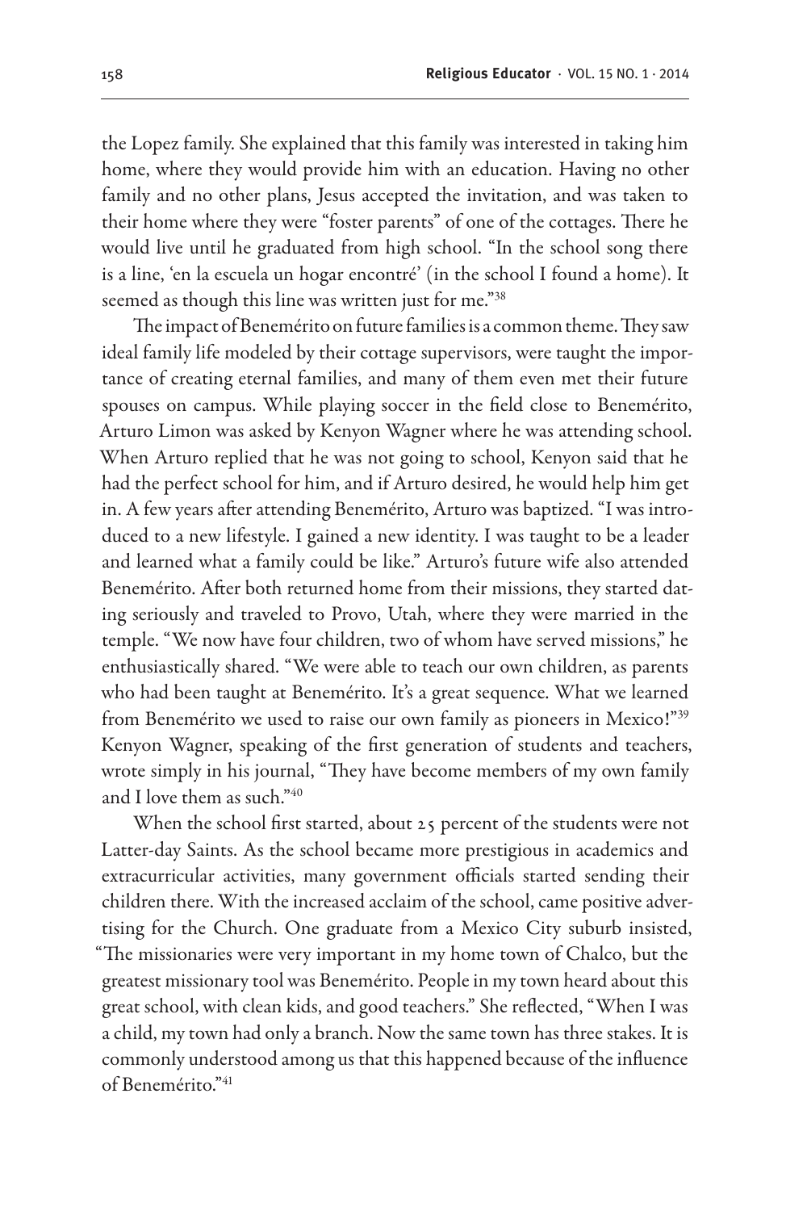the Lopez family. She explained that this family was interested in taking him home, where they would provide him with an education. Having no other family and no other plans, Jesus accepted the invitation, and was taken to their home where they were "foster parents" of one of the cottages. There he would live until he graduated from high school. "In the school song there is a line, 'en la escuela un hogar encontré' (in the school I found a home). It seemed as though this line was written just for me."[38]

The impact of Benemérito on future families is a common theme. They saw ideal family life modeled by their cottage supervisors, were taught the importance of creating eternal families, and many of them even met their future spouses on campus. While playing soccer in the field close to Benemérito, Arturo Limon was asked by Kenyon Wagner where he was attending school. When Arturo replied that he was not going to school, Kenyon said that he had the perfect school for him, and if Arturo desired, he would help him get in. A few years after attending Benemérito, Arturo was baptized. "I was introduced to a new lifestyle. I gained a new identity. I was taught to be a leader and learned what a family could be like." Arturo's future wife also attended Benemérito. After both returned home from their missions, they started dating seriously and traveled to Provo, Utah, where they were married in the temple. "We now have four children, two of whom have served missions," he enthusiastically shared. "We were able to teach our own children, as parents who had been taught at Benemérito. It's a great sequence. What we learned from Benemérito we used to raise our own family as pioneers in Mexico!"[39] Kenyon Wagner, speaking of the first generation of students and teachers, wrote simply in his journal, "They have become members of my own family and I love them as such."[40]

When the school first started, about 25 percent of the students were not Latter-day Saints. As the school became more prestigious in academics and extracurricular activities, many government officials started sending their children there. With the increased acclaim of the school, came positive advertising for the Church. One graduate from a Mexico City suburb insisted, "The missionaries were very important in my home town of Chalco, but the greatest missionary tool was Benemérito. People in my town heard about this great school, with clean kids, and good teachers." She reflected, "When I was a child, my town had only a branch. Now the same town has three stakes. It is commonly understood among us that this happened because of the influence of Benemérito."[41]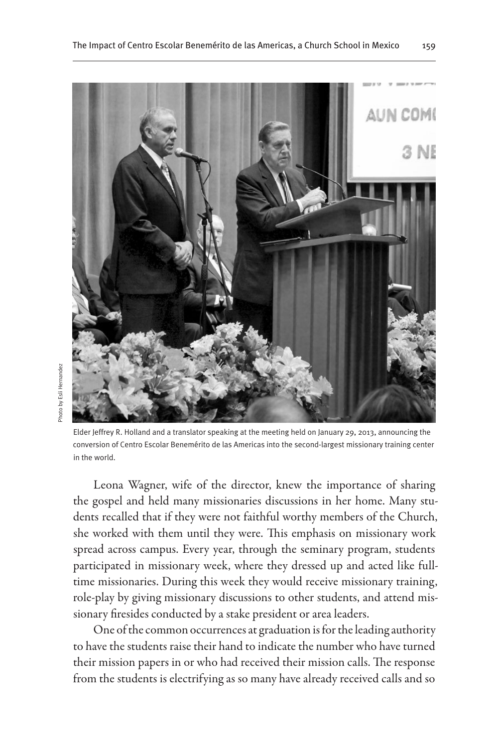Photo by Esli Hernandez

Elder Jeffrey R. Holland and a translator speaking at the meeting held on January 29, 2013, announcing the conversion of Centro Escolar Benemérito de las Americas into the second-largest missionary training center in the world.

Leona Wagner, wife of the director, knew the importance of sharing the gospel and held many missionaries discussions in her home. Many students recalled that if they were not faithful worthy members of the Church, she worked with them until they were. This emphasis on missionary work spread across campus. Every year, through the seminary program, students participated in missionary week, where they dressed up and acted like full-time missionaries. During this week they would receive missionary training, role-play by giving missionary discussions to other students, and attend missionary firesides conducted by a stake president or area leaders.

One of the common occurrences at graduation is for the leading authority to have the students raise their hand to indicate the number who have turned their mission papers in or who had received their mission calls. The response from the students is electrifying as so many have already received calls and so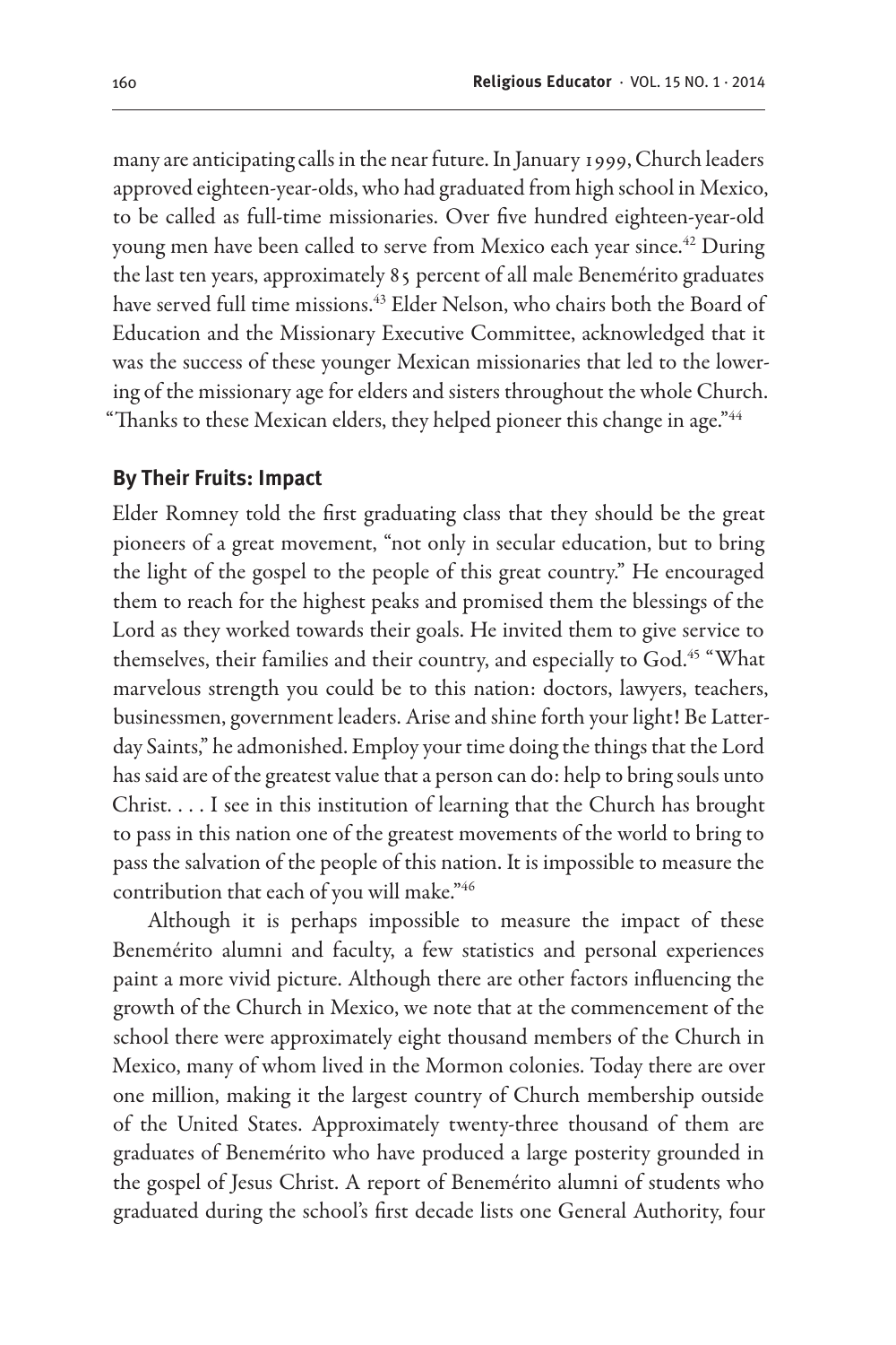many are anticipating calls in the near future. In January 1999, Church leaders approved eighteen-year-olds, who had graduated from high school in Mexico, to be called as full-time missionaries. Over five hundred eighteen-year-old young men have been called to serve from Mexico each year since.[42] During the last ten years, approximately 85 percent of all male Benemérito graduates have served full time missions.[43] Elder Nelson, who chairs both the Board of Education and the Missionary Executive Committee, acknowledged that it was the success of these younger Mexican missionaries that led to the lowering of the missionary age for elders and sisters throughout the whole Church. "Thanks to these Mexican elders, they helped pioneer this change in age."[44]

## By Their Fruits: Impact

Elder Romney told the first graduating class that they should be the great pioneers of a great movement, "not only in secular education, but to bring the light of the gospel to the people of this great country." He encouraged them to reach for the highest peaks and promised them the blessings of the Lord as they worked towards their goals. He invited them to give service to themselves, their families and their country, and especially to God.[45] "What marvelous strength you could be to this nation: doctors, lawyers, teachers, businessmen, government leaders. Arise and shine forth your light! Be Latter-day Saints," he admonished. Employ your time doing the things that the Lord has said are of the greatest value that a person can do: help to bring souls unto Christ. . . . I see in this institution of learning that the Church has brought to pass in this nation one of the greatest movements of the world to bring to pass the salvation of the people of this nation. It is impossible to measure the contribution that each of you will make."[46]

Although it is perhaps impossible to measure the impact of these Benemérito alumni and faculty, a few statistics and personal experiences paint a more vivid picture. Although there are other factors influencing the growth of the Church in Mexico, we note that at the commencement of the school there were approximately eight thousand members of the Church in Mexico, many of whom lived in the Mormon colonies. Today there are over one million, making it the largest country of Church membership outside of the United States. Approximately twenty-three thousand of them are graduates of Benemérito who have produced a large posterity grounded in the gospel of Jesus Christ. A report of Benemérito alumni of students who graduated during the school's first decade lists one General Authority, four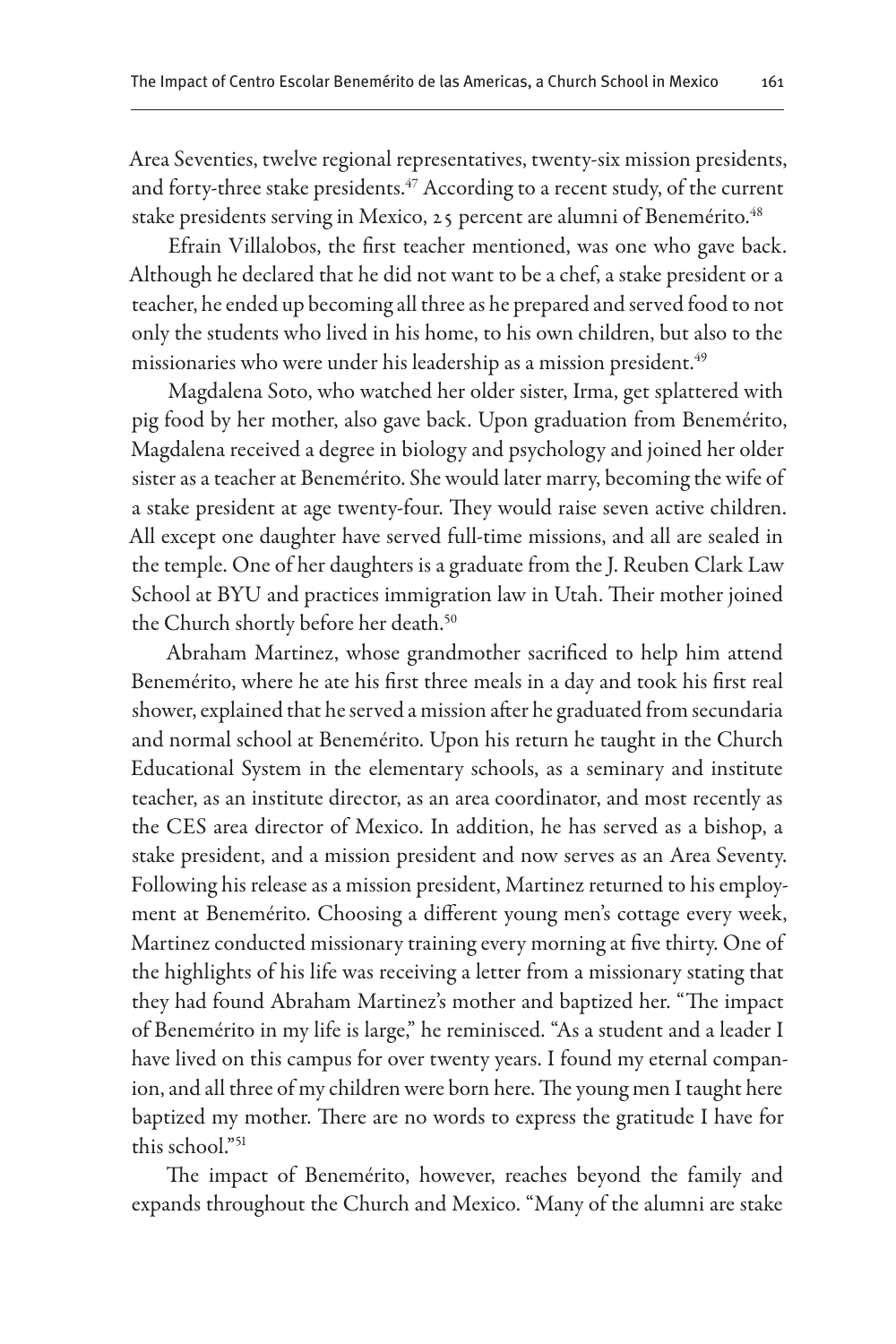Area Seventies, twelve regional representatives, twenty-six mission presidents, and forty-three stake presidents.[47] According to a recent study, of the current stake presidents serving in Mexico, 25 percent are alumni of Benemérito.[48]

Efrain Villalobos, the first teacher mentioned, was one who gave back. Although he declared that he did not want to be a chef, a stake president or a teacher, he ended up becoming all three as he prepared and served food to not only the students who lived in his home, to his own children, but also to the missionaries who were under his leadership as a mission president.[49]

Magdalena Soto, who watched her older sister, Irma, get splattered with pig food by her mother, also gave back. Upon graduation from Benemérito, Magdalena received a degree in biology and psychology and joined her older sister as a teacher at Benemérito. She would later marry, becoming the wife of a stake president at age twenty-four. They would raise seven active children. All except one daughter have served full-time missions, and all are sealed in the temple. One of her daughters is a graduate from the J. Reuben Clark Law School at BYU and practices immigration law in Utah. Their mother joined the Church shortly before her death.[50]

Abraham Martinez, whose grandmother sacrificed to help him attend Benemérito, where he ate his first three meals in a day and took his first real shower, explained that he served a mission after he graduated from secundaria and normal school at Benemérito. Upon his return he taught in the Church Educational System in the elementary schools, as a seminary and institute teacher, as an institute director, as an area coordinator, and most recently as the CES area director of Mexico. In addition, he has served as a bishop, a stake president, and a mission president and now serves as an Area Seventy. Following his release as a mission president, Martinez returned to his employment at Benemérito. Choosing a different young men's cottage every week, Martinez conducted missionary training every morning at five thirty. One of the highlights of his life was receiving a letter from a missionary stating that they had found Abraham Martinez's mother and baptized her. "The impact of Benemérito in my life is large," he reminisced. "As a student and a leader I have lived on this campus for over twenty years. I found my eternal companion, and all three of my children were born here. The young men I taught here baptized my mother. There are no words to express the gratitude I have for this school."[51]

The impact of Benemérito, however, reaches beyond the family and expands throughout the Church and Mexico. "Many of the alumni are stake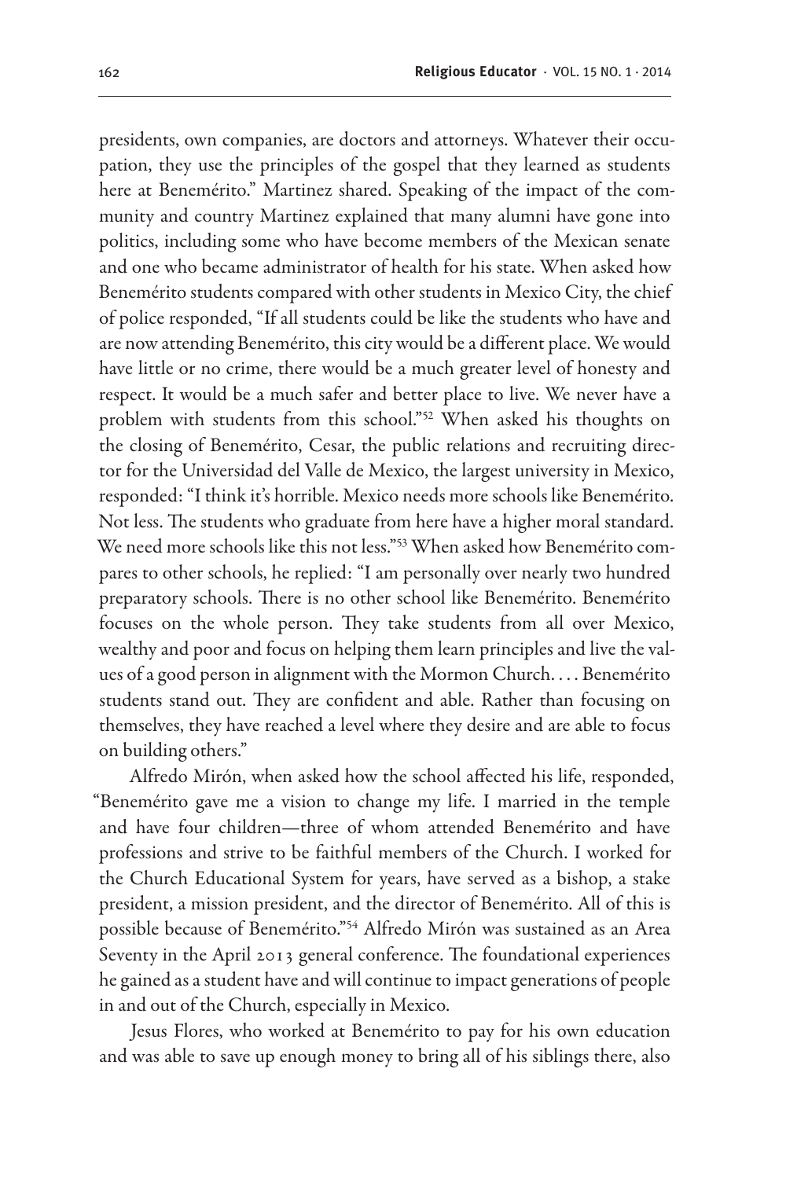presidents, own companies, are doctors and attorneys. Whatever their occupation, they use the principles of the gospel that they learned as students here at Benemérito." Martinez shared. Speaking of the impact of the community and country Martinez explained that many alumni have gone into politics, including some who have become members of the Mexican senate and one who became administrator of health for his state. When asked how Benemérito students compared with other students in Mexico City, the chief of police responded, "If all students could be like the students who have and are now attending Benemérito, this city would be a different place. We would have little or no crime, there would be a much greater level of honesty and respect. It would be a much safer and better place to live. We never have a problem with students from this school."[52] When asked his thoughts on the closing of Benemérito, Cesar, the public relations and recruiting director for the Universidad del Valle de Mexico, the largest university in Mexico, responded: "I think it's horrible. Mexico needs more schools like Benemérito. Not less. The students who graduate from here have a higher moral standard. We need more schools like this not less."[53] When asked how Benemérito compares to other schools, he replied: "I am personally over nearly two hundred preparatory schools. There is no other school like Benemérito. Benemérito focuses on the whole person. They take students from all over Mexico, wealthy and poor and focus on helping them learn principles and live the values of a good person in alignment with the Mormon Church. . . . Benemérito students stand out. They are confident and able. Rather than focusing on themselves, they have reached a level where they desire and are able to focus on building others."

Alfredo Mirón, when asked how the school affected his life, responded, "Benemérito gave me a vision to change my life. I married in the temple and have four children—three of whom attended Benemérito and have professions and strive to be faithful members of the Church. I worked for the Church Educational System for years, have served as a bishop, a stake president, a mission president, and the director of Benemérito. All of this is possible because of Benemérito."[54] Alfredo Mirón was sustained as an Area Seventy in the April 2013 general conference. The foundational experiences he gained as a student have and will continue to impact generations of people in and out of the Church, especially in Mexico.

Jesus Flores, who worked at Benemérito to pay for his own education and was able to save up enough money to bring all of his siblings there, also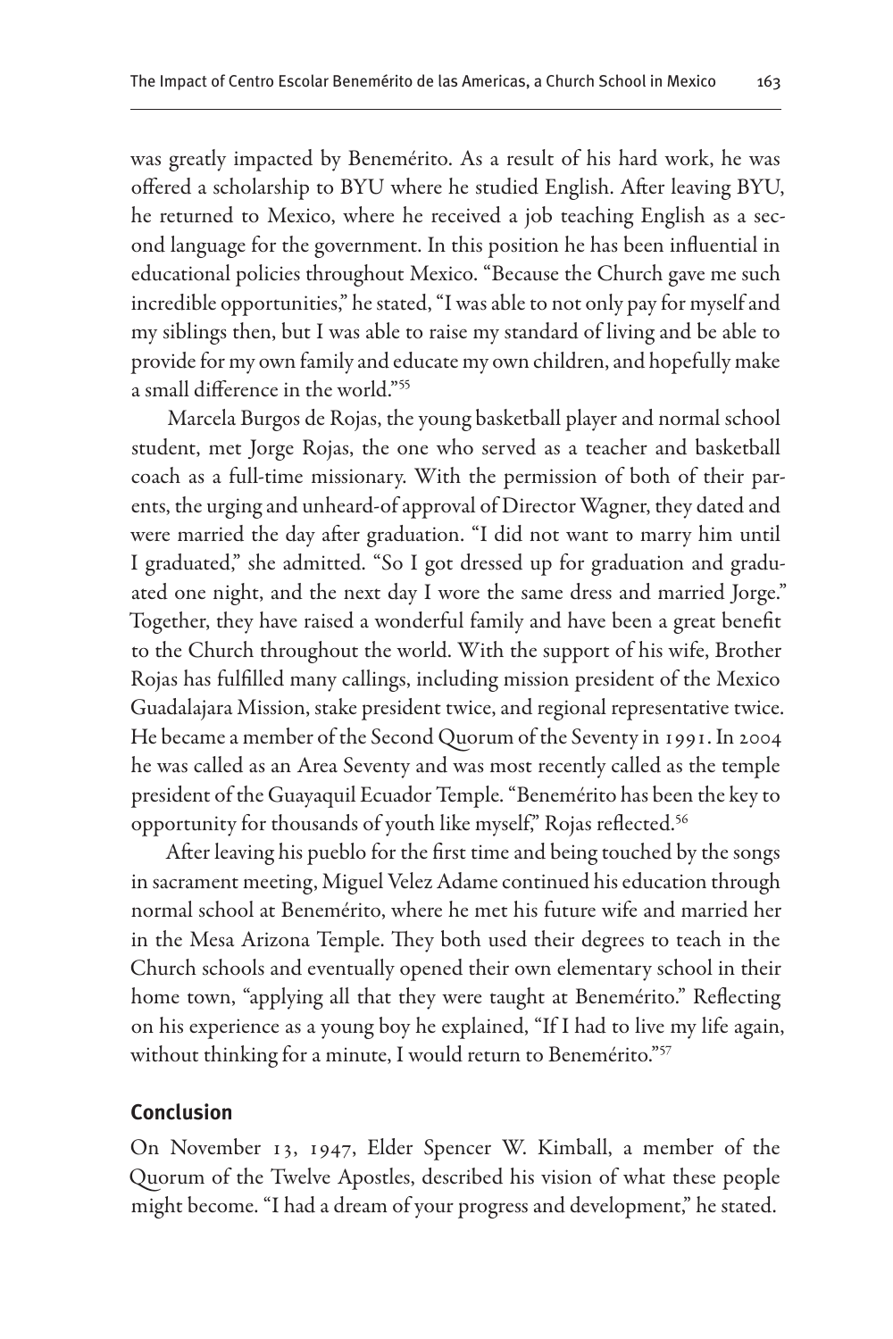was greatly impacted by Benemérito. As a result of his hard work, he was offered a scholarship to BYU where he studied English. After leaving BYU, he returned to Mexico, where he received a job teaching English as a second language for the government. In this position he has been influential in educational policies throughout Mexico. "Because the Church gave me such incredible opportunities," he stated, "I was able to not only pay for myself and my siblings then, but I was able to raise my standard of living and be able to provide for my own family and educate my own children, and hopefully make a small difference in the world."[55]

Marcela Burgos de Rojas, the young basketball player and normal school student, met Jorge Rojas, the one who served as a teacher and basketball coach as a full-time missionary. With the permission of both of their parents, the urging and unheard-of approval of Director Wagner, they dated and were married the day after graduation. "I did not want to marry him until I graduated," she admitted. "So I got dressed up for graduation and graduated one night, and the next day I wore the same dress and married Jorge." Together, they have raised a wonderful family and have been a great benefit to the Church throughout the world. With the support of his wife, Brother Rojas has fulfilled many callings, including mission president of the Mexico Guadalajara Mission, stake president twice, and regional representative twice. He became a member of the Second Quorum of the Seventy in 1991. In 2004 he was called as an Area Seventy and was most recently called as the temple president of the Guayaquil Ecuador Temple. "Benemérito has been the key to opportunity for thousands of youth like myself," Rojas reflected.[56]

After leaving his pueblo for the first time and being touched by the songs in sacrament meeting, Miguel Velez Adame continued his education through normal school at Benemérito, where he met his future wife and married her in the Mesa Arizona Temple. They both used their degrees to teach in the Church schools and eventually opened their own elementary school in their home town, "applying all that they were taught at Benemérito." Reflecting on his experience as a young boy he explained, "If I had to live my life again, without thinking for a minute, I would return to Benemérito."[57]

## Conclusion

On November 13, 1947, Elder Spencer W. Kimball, a member of the Quorum of the Twelve Apostles, described his vision of what these people might become. "I had a dream of your progress and development," he stated.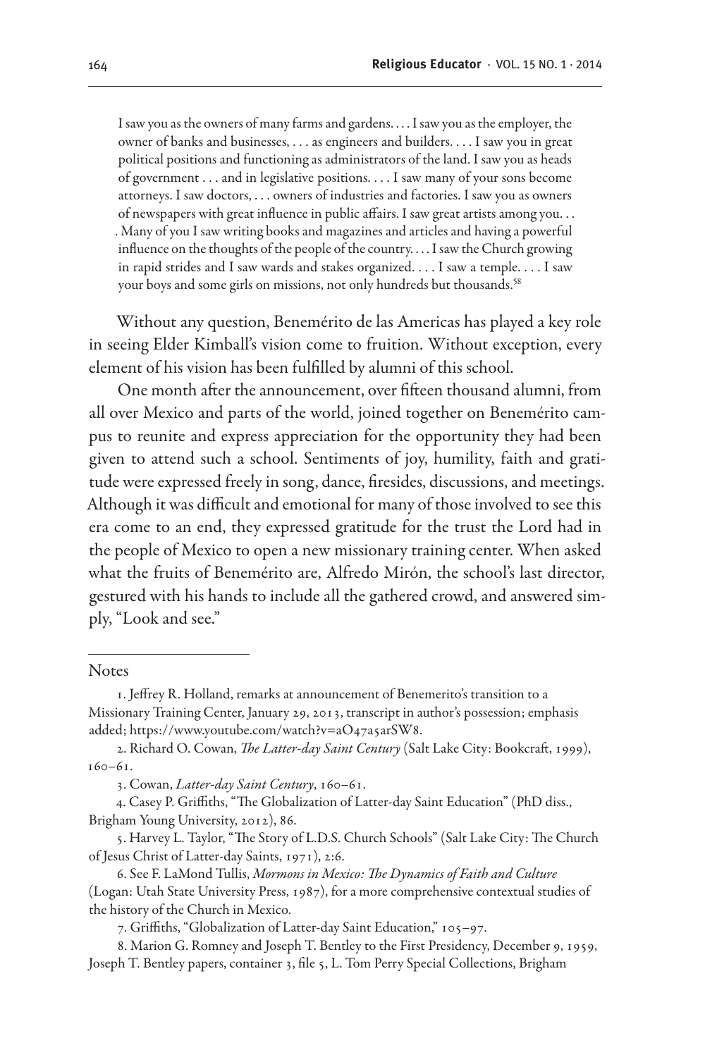> I saw you as the owners of many farms and gardens. . . . I saw you as the employer, the owner of banks and businesses, . . . as engineers and builders. . . . I saw you in great political positions and functioning as administrators of the land. I saw you as heads of government . . . and in legislative positions. . . . I saw many of your sons become attorneys. I saw doctors, . . . owners of industries and factories. I saw you as owners of newspapers with great influence in public affairs. I saw great artists among you. . . . Many of you I saw writing books and magazines and articles and having a powerful influence on the thoughts of the people of the country. . . . I saw the Church growing in rapid strides and I saw wards and stakes organized. . . . I saw a temple. . . . I saw your boys and some girls on missions, not only hundreds but thousands.[58]

Without any question, Benemérito de las Americas has played a key role in seeing Elder Kimball's vision come to fruition. Without exception, every element of his vision has been fulfilled by alumni of this school.

One month after the announcement, over fifteen thousand alumni, from all over Mexico and parts of the world, joined together on Benemérito campus to reunite and express appreciation for the opportunity they had been given to attend such a school. Sentiments of joy, humility, faith and gratitude were expressed freely in song, dance, firesides, discussions, and meetings. Although it was difficult and emotional for many of those involved to see this era come to an end, they expressed gratitude for the trust the Lord had in the people of Mexico to open a new missionary training center. When asked what the fruits of Benemérito are, Alfredo Mirón, the school's last director, gestured with his hands to include all the gathered crowd, and answered simply, "Look and see."

---

Notes

1. Jeffrey R. Holland, remarks at announcement of Benemerito's transition to a Missionary Training Center, January 29, 2013, transcript in author's possession; emphasis added; https://www.youtube.com/watch?v=aO47a5arSW8.

2. Richard O. Cowan, *The Latter-day Saint Century* (Salt Lake City: Bookcraft, 1999), 160–61.

3. Cowan, *Latter-day Saint Century*, 160–61.

4. Casey P. Griffiths, "The Globalization of Latter-day Saint Education" (PhD diss., Brigham Young University, 2012), 86.

5. Harvey L. Taylor, "The Story of L.D.S. Church Schools" (Salt Lake City: The Church of Jesus Christ of Latter-day Saints, 1971), 2:6.

6. See F. LaMond Tullis, *Mormons in Mexico: The Dynamics of Faith and Culture* (Logan: Utah State University Press, 1987), for a more comprehensive contextual studies of the history of the Church in Mexico.

7. Griffiths, "Globalization of Latter-day Saint Education," 105–97.

8. Marion G. Romney and Joseph T. Bentley to the First Presidency, December 9, 1959, Joseph T. Bentley papers, container 3, file 5, L. Tom Perry Special Collections, Brigham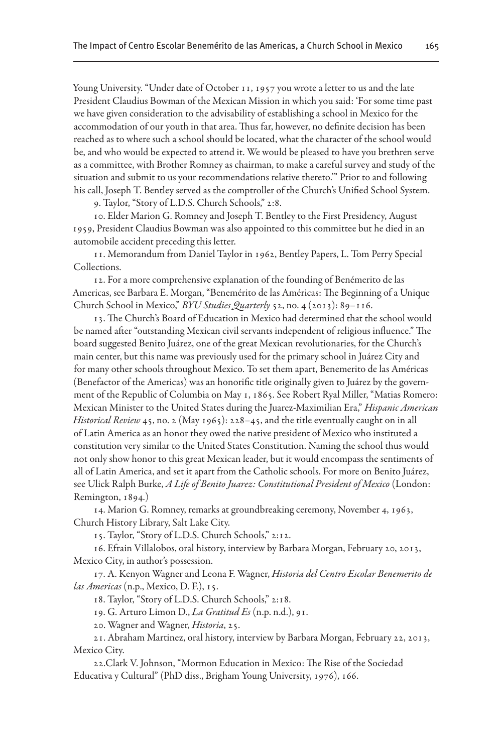Young University. "Under date of October 11, 1957 you wrote a letter to us and the late President Claudius Bowman of the Mexican Mission in which you said: 'For some time past we have given consideration to the advisability of establishing a school in Mexico for the accommodation of our youth in that area. Thus far, however, no definite decision has been reached as to where such a school should be located, what the character of the school would be, and who would be expected to attend it. We would be pleased to have you brethren serve as a committee, with Brother Romney as chairman, to make a careful survey and study of the situation and submit to us your recommendations relative thereto.'" Prior to and following his call, Joseph T. Bentley served as the comptroller of the Church's Unified School System.

9. Taylor, "Story of L.D.S. Church Schools," 2:8.

10. Elder Marion G. Romney and Joseph T. Bentley to the First Presidency, August 1959, President Claudius Bowman was also appointed to this committee but he died in an automobile accident preceding this letter.

11. Memorandum from Daniel Taylor in 1962, Bentley Papers, L. Tom Perry Special Collections.

12. For a more comprehensive explanation of the founding of Benémerito de las Americas, see Barbara E. Morgan, "Benemérito de las Américas: The Beginning of a Unique Church School in Mexico," *BYU Studies Quarterly* 52, no. 4 (2013): 89–116.

13. The Church's Board of Education in Mexico had determined that the school would be named after "outstanding Mexican civil servants independent of religious influence." The board suggested Benito Juárez, one of the great Mexican revolutionaries, for the Church's main center, but this name was previously used for the primary school in Juárez City and for many other schools throughout Mexico. To set them apart, Benemerito de las Américas (Benefactor of the Americas) was an honorific title originally given to Juárez by the government of the Republic of Columbia on May 1, 1865. See Robert Ryal Miller, "Matias Romero: Mexican Minister to the United States during the Juarez-Maximilian Era," *Hispanic American Historical Review* 45, no. 2 (May 1965): 228–45, and the title eventually caught on in all of Latin America as an honor they owed the native president of Mexico who instituted a constitution very similar to the United States Constitution. Naming the school thus would not only show honor to this great Mexican leader, but it would encompass the sentiments of all of Latin America, and set it apart from the Catholic schools. For more on Benito Juárez, see Ulick Ralph Burke, *A Life of Benito Juarez: Constitutional President of Mexico* (London: Remington, 1894.)

14. Marion G. Romney, remarks at groundbreaking ceremony, November 4, 1963, Church History Library, Salt Lake City.

15. Taylor, "Story of L.D.S. Church Schools," 2:12.

16. Efrain Villalobos, oral history, interview by Barbara Morgan, February 20, 2013, Mexico City, in author's possession.

17. A. Kenyon Wagner and Leona F. Wagner, *Historia del Centro Escolar Benemerito de las Americas* (n.p., Mexico, D. F.), 15.

18. Taylor, "Story of L.D.S. Church Schools," 2:18.

19. G. Arturo Limon D., *La Gratitud Es* (n.p. n.d.), 91.

20. Wagner and Wagner, *Historia*, 25.

21. Abraham Martinez, oral history, interview by Barbara Morgan, February 22, 2013, Mexico City.

22. Clark V. Johnson, "Mormon Education in Mexico: The Rise of the Sociedad Educativa y Cultural" (PhD diss., Brigham Young University, 1976), 166.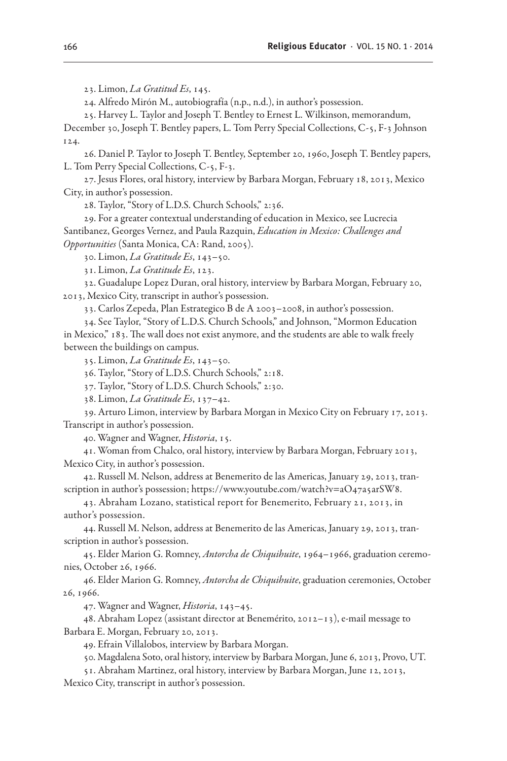23. Limon, *La Gratitud Es*, 145.

24. Alfredo Mirón M., autobiografía (n.p., n.d.), in author's possession.

25. Harvey L. Taylor and Joseph T. Bentley to Ernest L. Wilkinson, memorandum, December 30, Joseph T. Bentley papers, L. Tom Perry Special Collections, C-5, F-3 Johnson 124.

26. Daniel P. Taylor to Joseph T. Bentley, September 20, 1960, Joseph T. Bentley papers, L. Tom Perry Special Collections, C-5, F-3.

27. Jesus Flores, oral history, interview by Barbara Morgan, February 18, 2013, Mexico City, in author's possession.

28. Taylor, "Story of L.D.S. Church Schools," 2:36.

29. For a greater contextual understanding of education in Mexico, see Lucrecia Santibanez, Georges Vernez, and Paula Razquin, *Education in Mexico: Challenges and Opportunities* (Santa Monica, CA: Rand, 2005).

30. Limon, *La Gratitude Es*, 143–50.

31. Limon, *La Gratitude Es*, 123.

32. Guadalupe Lopez Duran, oral history, interview by Barbara Morgan, February 20, 2013, Mexico City, transcript in author's possession.

33. Carlos Zepeda, Plan Estrategico B de A 2003–2008, in author's possession.

34. See Taylor, "Story of L.D.S. Church Schools," and Johnson, "Mormon Education in Mexico," 183. The wall does not exist anymore, and the students are able to walk freely between the buildings on campus.

35. Limon, *La Gratitude Es*, 143–50.

36. Taylor, "Story of L.D.S. Church Schools," 2:18.

37. Taylor, "Story of L.D.S. Church Schools," 2:30.

38. Limon, *La Gratitude Es*, 137–42.

39. Arturo Limon, interview by Barbara Morgan in Mexico City on February 17, 2013. Transcript in author's possession.

40. Wagner and Wagner, *Historia*, 15.

41. Woman from Chalco, oral history, interview by Barbara Morgan, February 2013, Mexico City, in author's possession.

42. Russell M. Nelson, address at Benemerito de las Americas, January 29, 2013, transcription in author's possession; https://www.youtube.com/watch?v=aO47a5arSW8.

43. Abraham Lozano, statistical report for Benemerito, February 21, 2013, in author's possession.

44. Russell M. Nelson, address at Benemerito de las Americas, January 29, 2013, transcription in author's possession.

45. Elder Marion G. Romney, *Antorcha de Chiquihuite*, 1964–1966, graduation ceremonies, October 26, 1966.

46. Elder Marion G. Romney, *Antorcha de Chiquihuite*, graduation ceremonies, October 26, 1966.

47. Wagner and Wagner, *Historia*, 143–45.

48. Abraham Lopez (assistant director at Benemérito, 2012–13), e-mail message to Barbara E. Morgan, February 20, 2013.

49. Efrain Villalobos, interview by Barbara Morgan.

50. Magdalena Soto, oral history, interview by Barbara Morgan, June 6, 2013, Provo, UT.

51. Abraham Martinez, oral history, interview by Barbara Morgan, June 12, 2013, Mexico City, transcript in author's possession.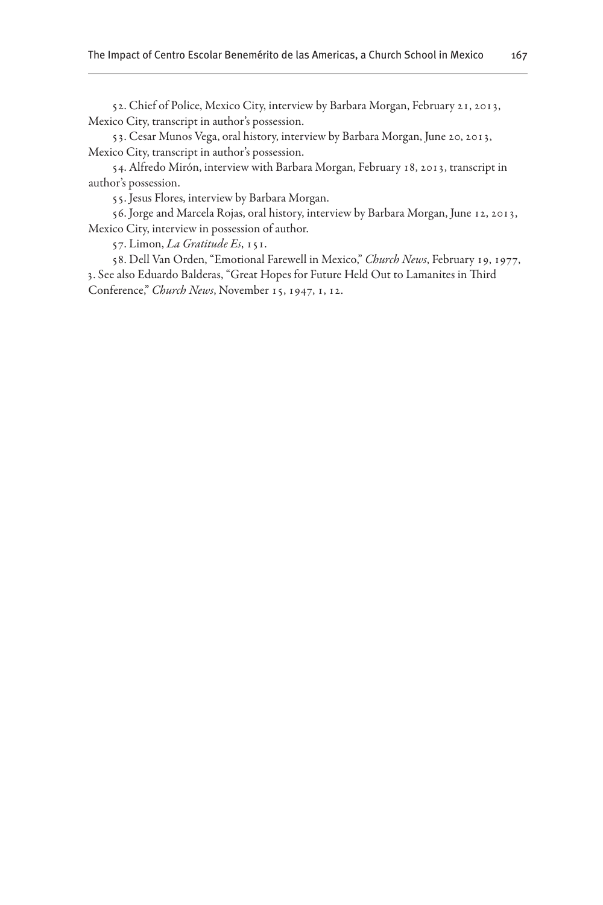52. Chief of Police, Mexico City, interview by Barbara Morgan, February 21, 2013, Mexico City, transcript in author's possession.

53. Cesar Munos Vega, oral history, interview by Barbara Morgan, June 20, 2013, Mexico City, transcript in author's possession.

54. Alfredo Mirón, interview with Barbara Morgan, February 18, 2013, transcript in author's possession.

55. Jesus Flores, interview by Barbara Morgan.

56. Jorge and Marcela Rojas, oral history, interview by Barbara Morgan, June 12, 2013, Mexico City, interview in possession of author.

57. Limon, *La Gratitude Es*, 151.

58. Dell Van Orden, "Emotional Farewell in Mexico," *Church News*, February 19, 1977, 3. See also Eduardo Balderas, "Great Hopes for Future Held Out to Lamanites in Third Conference," *Church News*, November 15, 1947, 1, 12.